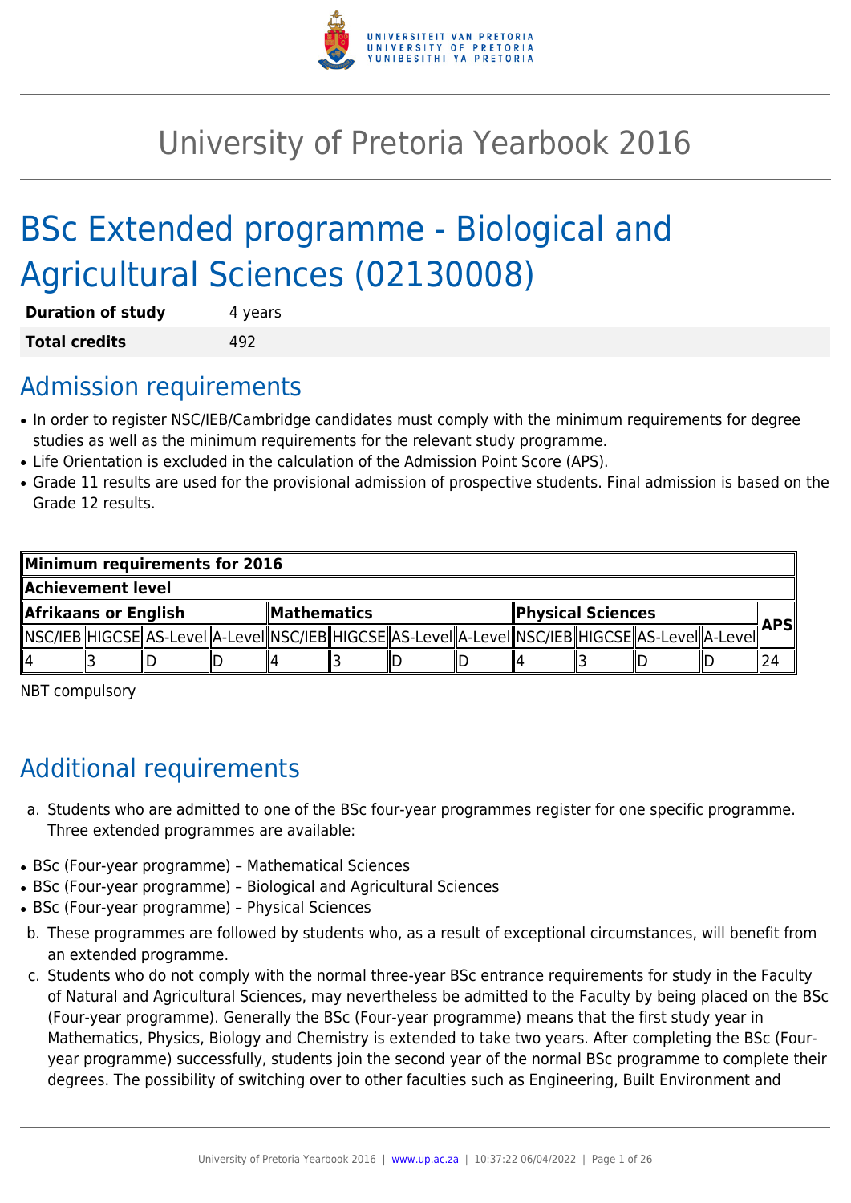# University of Pretoria Yearbook 2016

# BSc Extended programme - Biological and Agricultural Sciences (02130008)

| **Duration of study** | 4 years |
|---|---|
| **Total credits** | 492 |

## Admission requirements

- In order to register NSC/IEB/Cambridge candidates must comply with the minimum requirements for degree studies as well as the minimum requirements for the relevant study programme.
- Life Orientation is excluded in the calculation of the Admission Point Score (APS).
- Grade 11 results are used for the provisional admission of prospective students. Final admission is based on the Grade 12 results.

| **Minimum requirements for 2016** | | | | | | | | | | | | |
|---|---|---|---|---|---|---|---|---|---|---|---|---|
| **Achievement level** | | | | | | | | | | | | |
| **Afrikaans or English** | | | | **Mathematics** | | | | **Physical Sciences** | | | | **APS** |
| NSC/IEB | HIGCSE | AS-Level | A-Level | NSC/IEB | HIGCSE | AS-Level | A-Level | NSC/IEB | HIGCSE | AS-Level | A-Level | |
| 4 | 3 | D | D | 4 | 3 | D | D | 4 | 3 | D | D | 24 |

NBT compulsory

## Additional requirements

a. Students who are admitted to one of the BSc four-year programmes register for one specific programme. Three extended programmes are available:

- BSc (Four-year programme) – Mathematical Sciences
- BSc (Four-year programme) – Biological and Agricultural Sciences
- BSc (Four-year programme) – Physical Sciences

b. These programmes are followed by students who, as a result of exceptional circumstances, will benefit from an extended programme.

c. Students who do not comply with the normal three-year BSc entrance requirements for study in the Faculty of Natural and Agricultural Sciences, may nevertheless be admitted to the Faculty by being placed on the BSc (Four-year programme). Generally the BSc (Four-year programme) means that the first study year in Mathematics, Physics, Biology and Chemistry is extended to take two years. After completing the BSc (Four-year programme) successfully, students join the second year of the normal BSc programme to complete their degrees. The possibility of switching over to other faculties such as Engineering, Built Environment and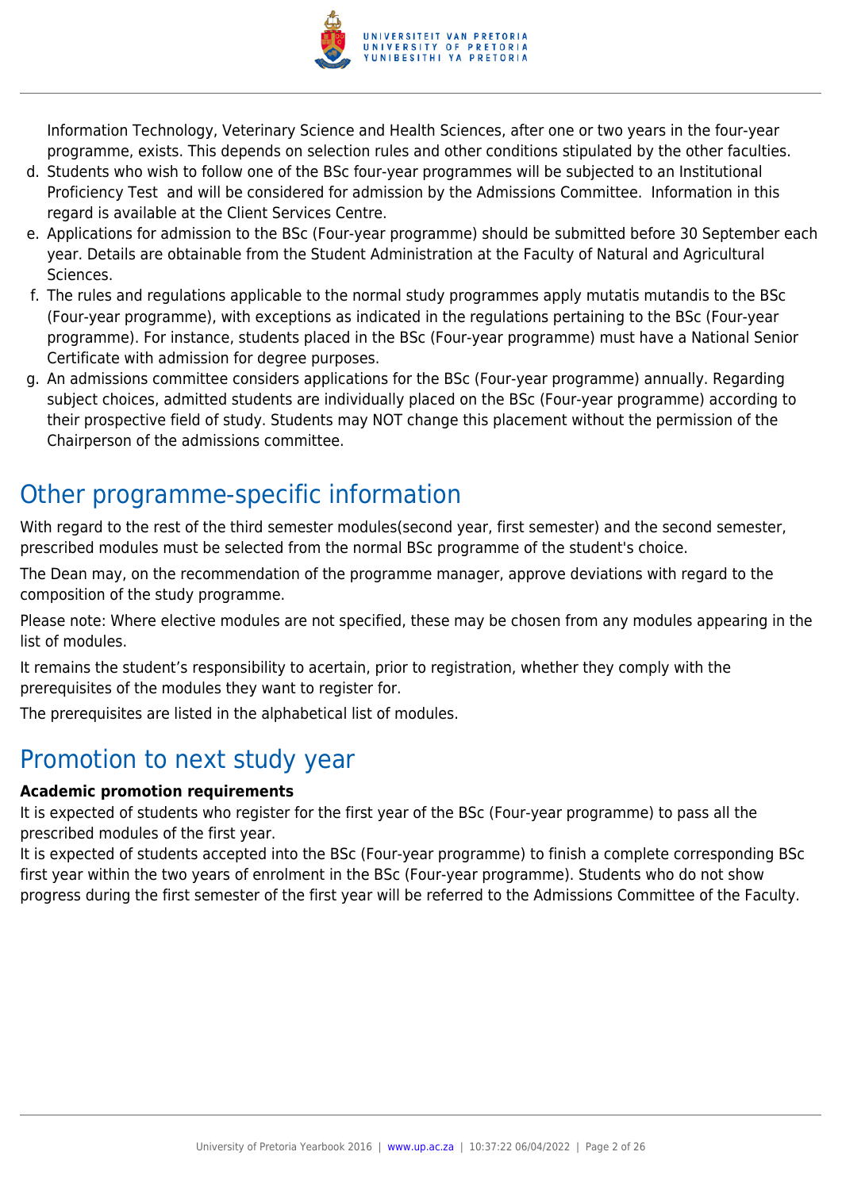Information Technology, Veterinary Science and Health Sciences, after one or two years in the four-year programme, exists. This depends on selection rules and other conditions stipulated by the other faculties.

d. Students who wish to follow one of the BSc four-year programmes will be subjected to an Institutional Proficiency Test and will be considered for admission by the Admissions Committee. Information in this regard is available at the Client Services Centre.
e. Applications for admission to the BSc (Four-year programme) should be submitted before 30 September each year. Details are obtainable from the Student Administration at the Faculty of Natural and Agricultural Sciences.
f. The rules and regulations applicable to the normal study programmes apply mutatis mutandis to the BSc (Four-year programme), with exceptions as indicated in the regulations pertaining to the BSc (Four-year programme). For instance, students placed in the BSc (Four-year programme) must have a National Senior Certificate with admission for degree purposes.
g. An admissions committee considers applications for the BSc (Four-year programme) annually. Regarding subject choices, admitted students are individually placed on the BSc (Four-year programme) according to their prospective field of study. Students may NOT change this placement without the permission of the Chairperson of the admissions committee.

# Other programme-specific information

With regard to the rest of the third semester modules(second year, first semester) and the second semester, prescribed modules must be selected from the normal BSc programme of the student's choice.

The Dean may, on the recommendation of the programme manager, approve deviations with regard to the composition of the study programme.

Please note: Where elective modules are not specified, these may be chosen from any modules appearing in the list of modules.

It remains the student's responsibility to acertain, prior to registration, whether they comply with the prerequisites of the modules they want to register for.

The prerequisites are listed in the alphabetical list of modules.

# Promotion to next study year

**Academic promotion requirements**

It is expected of students who register for the first year of the BSc (Four-year programme) to pass all the prescribed modules of the first year.

It is expected of students accepted into the BSc (Four-year programme) to finish a complete corresponding BSc first year within the two years of enrolment in the BSc (Four-year programme). Students who do not show progress during the first semester of the first year will be referred to the Admissions Committee of the Faculty.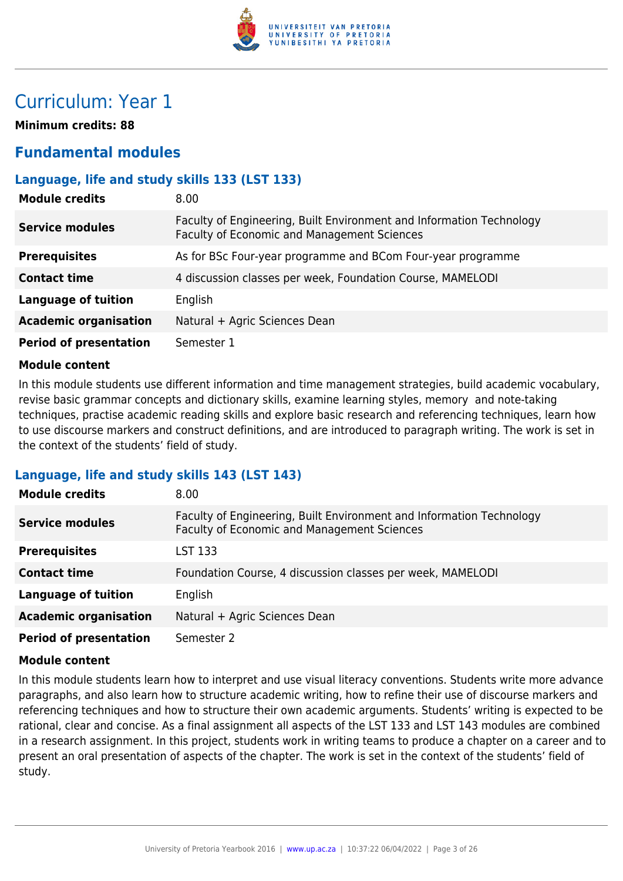# Curriculum: Year 1

**Minimum credits: 88**

## Fundamental modules

### Language, life and study skills 133 (LST 133)

| | |
|---|---|
| **Module credits** | 8.00 |
| **Service modules** | Faculty of Engineering, Built Environment and Information Technology<br>Faculty of Economic and Management Sciences |
| **Prerequisites** | As for BSc Four-year programme and BCom Four-year programme |
| **Contact time** | 4 discussion classes per week, Foundation Course, MAMELODI |
| **Language of tuition** | English |
| **Academic organisation** | Natural + Agric Sciences Dean |
| **Period of presentation** | Semester 1 |

**Module content**

In this module students use different information and time management strategies, build academic vocabulary, revise basic grammar concepts and dictionary skills, examine learning styles, memory and note-taking techniques, practise academic reading skills and explore basic research and referencing techniques, learn how to use discourse markers and construct definitions, and are introduced to paragraph writing. The work is set in the context of the students' field of study.

### Language, life and study skills 143 (LST 143)

| | |
|---|---|
| **Module credits** | 8.00 |
| **Service modules** | Faculty of Engineering, Built Environment and Information Technology<br>Faculty of Economic and Management Sciences |
| **Prerequisites** | LST 133 |
| **Contact time** | Foundation Course, 4 discussion classes per week, MAMELODI |
| **Language of tuition** | English |
| **Academic organisation** | Natural + Agric Sciences Dean |
| **Period of presentation** | Semester 2 |

**Module content**

In this module students learn how to interpret and use visual literacy conventions. Students write more advance paragraphs, and also learn how to structure academic writing, how to refine their use of discourse markers and referencing techniques and how to structure their own academic arguments. Students' writing is expected to be rational, clear and concise. As a final assignment all aspects of the LST 133 and LST 143 modules are combined in a research assignment. In this project, students work in writing teams to produce a chapter on a career and to present an oral presentation of aspects of the chapter. The work is set in the context of the students' field of study.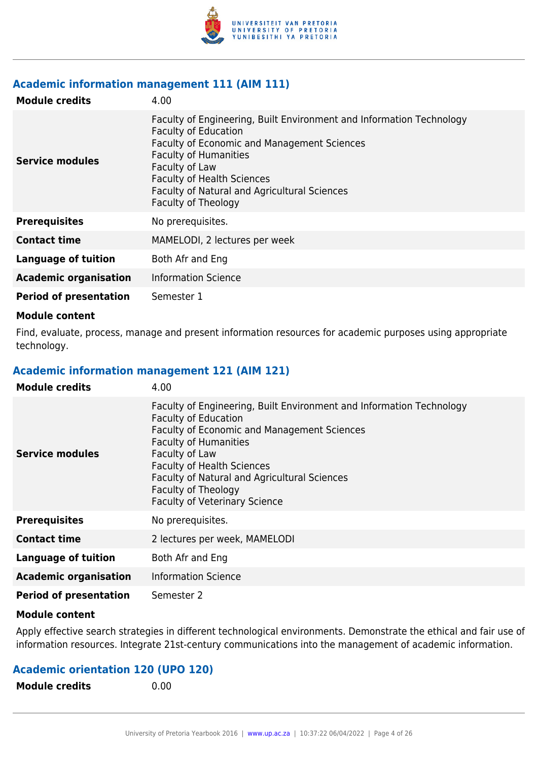## Academic information management 111 (AIM 111)

| | |
|---|---|
| **Module credits** | 4.00 |
| **Service modules** | Faculty of Engineering, Built Environment and Information Technology<br>Faculty of Education<br>Faculty of Economic and Management Sciences<br>Faculty of Humanities<br>Faculty of Law<br>Faculty of Health Sciences<br>Faculty of Natural and Agricultural Sciences<br>Faculty of Theology |
| **Prerequisites** | No prerequisites. |
| **Contact time** | MAMELODI, 2 lectures per week |
| **Language of tuition** | Both Afr and Eng |
| **Academic organisation** | Information Science |
| **Period of presentation** | Semester 1 |

**Module content**

Find, evaluate, process, manage and present information resources for academic purposes using appropriate technology.

## Academic information management 121 (AIM 121)

| | |
|---|---|
| **Module credits** | 4.00 |
| **Service modules** | Faculty of Engineering, Built Environment and Information Technology<br>Faculty of Education<br>Faculty of Economic and Management Sciences<br>Faculty of Humanities<br>Faculty of Law<br>Faculty of Health Sciences<br>Faculty of Natural and Agricultural Sciences<br>Faculty of Theology<br>Faculty of Veterinary Science |
| **Prerequisites** | No prerequisites. |
| **Contact time** | 2 lectures per week, MAMELODI |
| **Language of tuition** | Both Afr and Eng |
| **Academic organisation** | Information Science |
| **Period of presentation** | Semester 2 |

**Module content**

Apply effective search strategies in different technological environments. Demonstrate the ethical and fair use of information resources. Integrate 21st-century communications into the management of academic information.

## Academic orientation 120 (UPO 120)

| | |
|---|---|
| **Module credits** | 0.00 |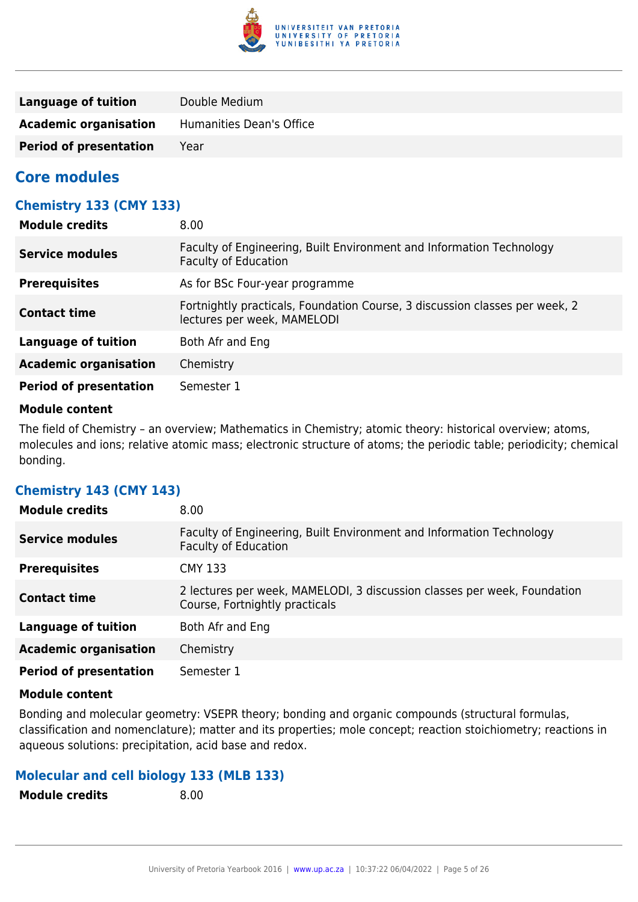| | |
|---|---|
| **Language of tuition** | Double Medium |
| **Academic organisation** | Humanities Dean's Office |
| **Period of presentation** | Year |

## Core modules

### Chemistry 133 (CMY 133)

| | |
|---|---|
| **Module credits** | 8.00 |
| **Service modules** | Faculty of Engineering, Built Environment and Information Technology<br>Faculty of Education |
| **Prerequisites** | As for BSc Four-year programme |
| **Contact time** | Fortnightly practicals, Foundation Course, 3 discussion classes per week, 2 lectures per week, MAMELODI |
| **Language of tuition** | Both Afr and Eng |
| **Academic organisation** | Chemistry |
| **Period of presentation** | Semester 1 |

**Module content**

The field of Chemistry – an overview; Mathematics in Chemistry; atomic theory: historical overview; atoms, molecules and ions; relative atomic mass; electronic structure of atoms; the periodic table; periodicity; chemical bonding.

### Chemistry 143 (CMY 143)

| | |
|---|---|
| **Module credits** | 8.00 |
| **Service modules** | Faculty of Engineering, Built Environment and Information Technology<br>Faculty of Education |
| **Prerequisites** | CMY 133 |
| **Contact time** | 2 lectures per week, MAMELODI, 3 discussion classes per week, Foundation Course, Fortnightly practicals |
| **Language of tuition** | Both Afr and Eng |
| **Academic organisation** | Chemistry |
| **Period of presentation** | Semester 1 |

**Module content**

Bonding and molecular geometry: VSEPR theory; bonding and organic compounds (structural formulas, classification and nomenclature); matter and its properties; mole concept; reaction stoichiometry; reactions in aqueous solutions: precipitation, acid base and redox.

### Molecular and cell biology 133 (MLB 133)

| | |
|---|---|
| **Module credits** | 8.00 |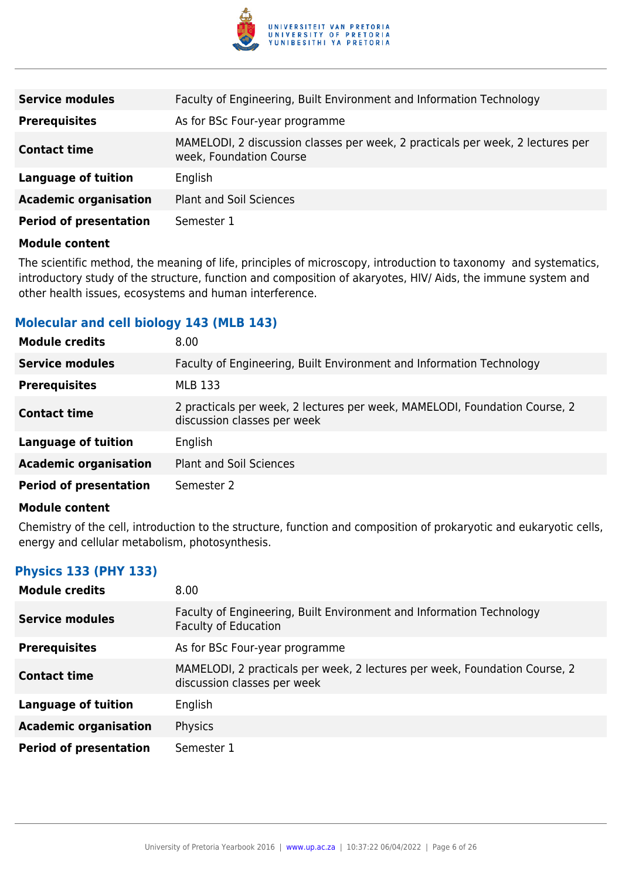| | |
|---|---|
| **Service modules** | Faculty of Engineering, Built Environment and Information Technology |
| **Prerequisites** | As for BSc Four-year programme |
| **Contact time** | MAMELODI, 2 discussion classes per week, 2 practicals per week, 2 lectures per week, Foundation Course |
| **Language of tuition** | English |
| **Academic organisation** | Plant and Soil Sciences |
| **Period of presentation** | Semester 1 |

**Module content**

The scientific method, the meaning of life, principles of microscopy, introduction to taxonomy and systematics, introductory study of the structure, function and composition of akaryotes, HIV/ Aids, the immune system and other health issues, ecosystems and human interference.

### Molecular and cell biology 143 (MLB 143)

| | |
|---|---|
| **Module credits** | 8.00 |
| **Service modules** | Faculty of Engineering, Built Environment and Information Technology |
| **Prerequisites** | MLB 133 |
| **Contact time** | 2 practicals per week, 2 lectures per week, MAMELODI, Foundation Course, 2 discussion classes per week |
| **Language of tuition** | English |
| **Academic organisation** | Plant and Soil Sciences |
| **Period of presentation** | Semester 2 |

**Module content**

Chemistry of the cell, introduction to the structure, function and composition of prokaryotic and eukaryotic cells, energy and cellular metabolism, photosynthesis.

### Physics 133 (PHY 133)

| | |
|---|---|
| **Module credits** | 8.00 |
| **Service modules** | Faculty of Engineering, Built Environment and Information Technology<br>Faculty of Education |
| **Prerequisites** | As for BSc Four-year programme |
| **Contact time** | MAMELODI, 2 practicals per week, 2 lectures per week, Foundation Course, 2 discussion classes per week |
| **Language of tuition** | English |
| **Academic organisation** | Physics |
| **Period of presentation** | Semester 1 |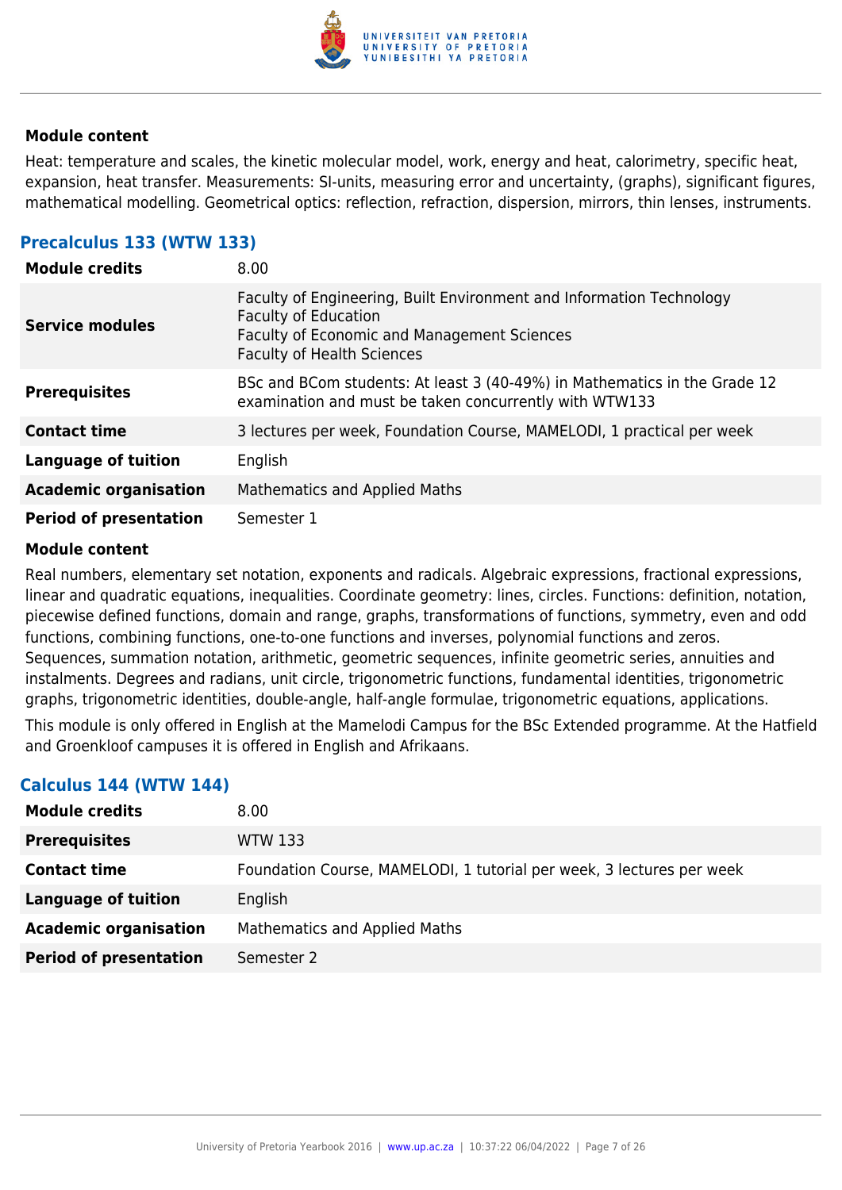#### Module content

Heat: temperature and scales, the kinetic molecular model, work, energy and heat, calorimetry, specific heat, expansion, heat transfer. Measurements: SI-units, measuring error and uncertainty, (graphs), significant figures, mathematical modelling. Geometrical optics: reflection, refraction, dispersion, mirrors, thin lenses, instruments.

### Precalculus 133 (WTW 133)

| | |
|---|---|
| **Module credits** | 8.00 |
| **Service modules** | Faculty of Engineering, Built Environment and Information Technology<br>Faculty of Education<br>Faculty of Economic and Management Sciences<br>Faculty of Health Sciences |
| **Prerequisites** | BSc and BCom students: At least 3 (40-49%) in Mathematics in the Grade 12 examination and must be taken concurrently with WTW133 |
| **Contact time** | 3 lectures per week, Foundation Course, MAMELODI, 1 practical per week |
| **Language of tuition** | English |
| **Academic organisation** | Mathematics and Applied Maths |
| **Period of presentation** | Semester 1 |

#### Module content

Real numbers, elementary set notation, exponents and radicals. Algebraic expressions, fractional expressions, linear and quadratic equations, inequalities. Coordinate geometry: lines, circles. Functions: definition, notation, piecewise defined functions, domain and range, graphs, transformations of functions, symmetry, even and odd functions, combining functions, one-to-one functions and inverses, polynomial functions and zeros. Sequences, summation notation, arithmetic, geometric sequences, infinite geometric series, annuities and instalments. Degrees and radians, unit circle, trigonometric functions, fundamental identities, trigonometric graphs, trigonometric identities, double-angle, half-angle formulae, trigonometric equations, applications.

This module is only offered in English at the Mamelodi Campus for the BSc Extended programme. At the Hatfield and Groenkloof campuses it is offered in English and Afrikaans.

### Calculus 144 (WTW 144)

| | |
|---|---|
| **Module credits** | 8.00 |
| **Prerequisites** | WTW 133 |
| **Contact time** | Foundation Course, MAMELODI, 1 tutorial per week, 3 lectures per week |
| **Language of tuition** | English |
| **Academic organisation** | Mathematics and Applied Maths |
| **Period of presentation** | Semester 2 |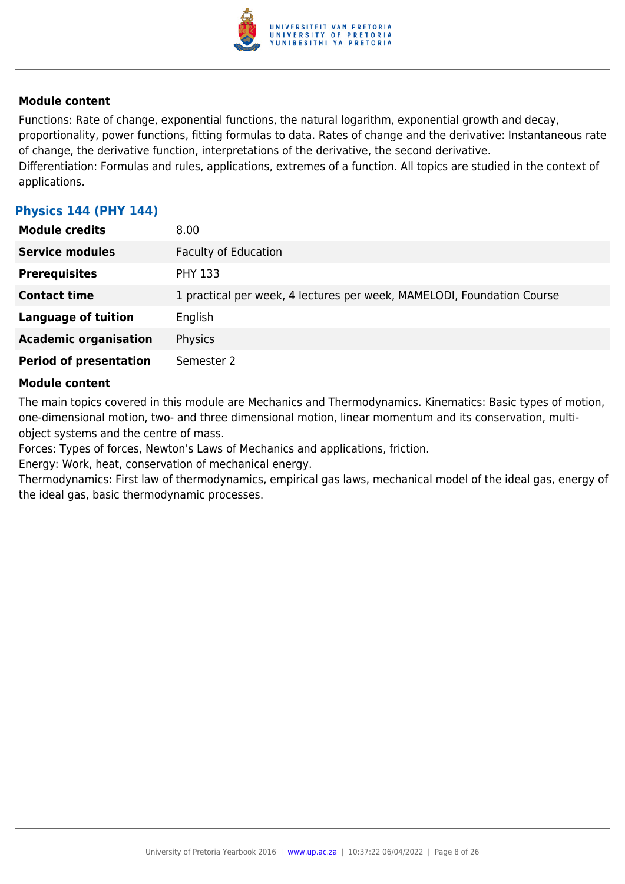#### Module content

Functions: Rate of change, exponential functions, the natural logarithm, exponential growth and decay, proportionality, power functions, fitting formulas to data. Rates of change and the derivative: Instantaneous rate of change, the derivative function, interpretations of the derivative, the second derivative.
Differentiation: Formulas and rules, applications, extremes of a function. All topics are studied in the context of applications.

### Physics 144 (PHY 144)

| | |
|---|---|
| **Module credits** | 8.00 |
| **Service modules** | Faculty of Education |
| **Prerequisites** | PHY 133 |
| **Contact time** | 1 practical per week, 4 lectures per week, MAMELODI, Foundation Course |
| **Language of tuition** | English |
| **Academic organisation** | Physics |
| **Period of presentation** | Semester 2 |

#### Module content

The main topics covered in this module are Mechanics and Thermodynamics. Kinematics: Basic types of motion, one-dimensional motion, two- and three dimensional motion, linear momentum and its conservation, multi-object systems and the centre of mass.
Forces: Types of forces, Newton's Laws of Mechanics and applications, friction.
Energy: Work, heat, conservation of mechanical energy.
Thermodynamics: First law of thermodynamics, empirical gas laws, mechanical model of the ideal gas, energy of the ideal gas, basic thermodynamic processes.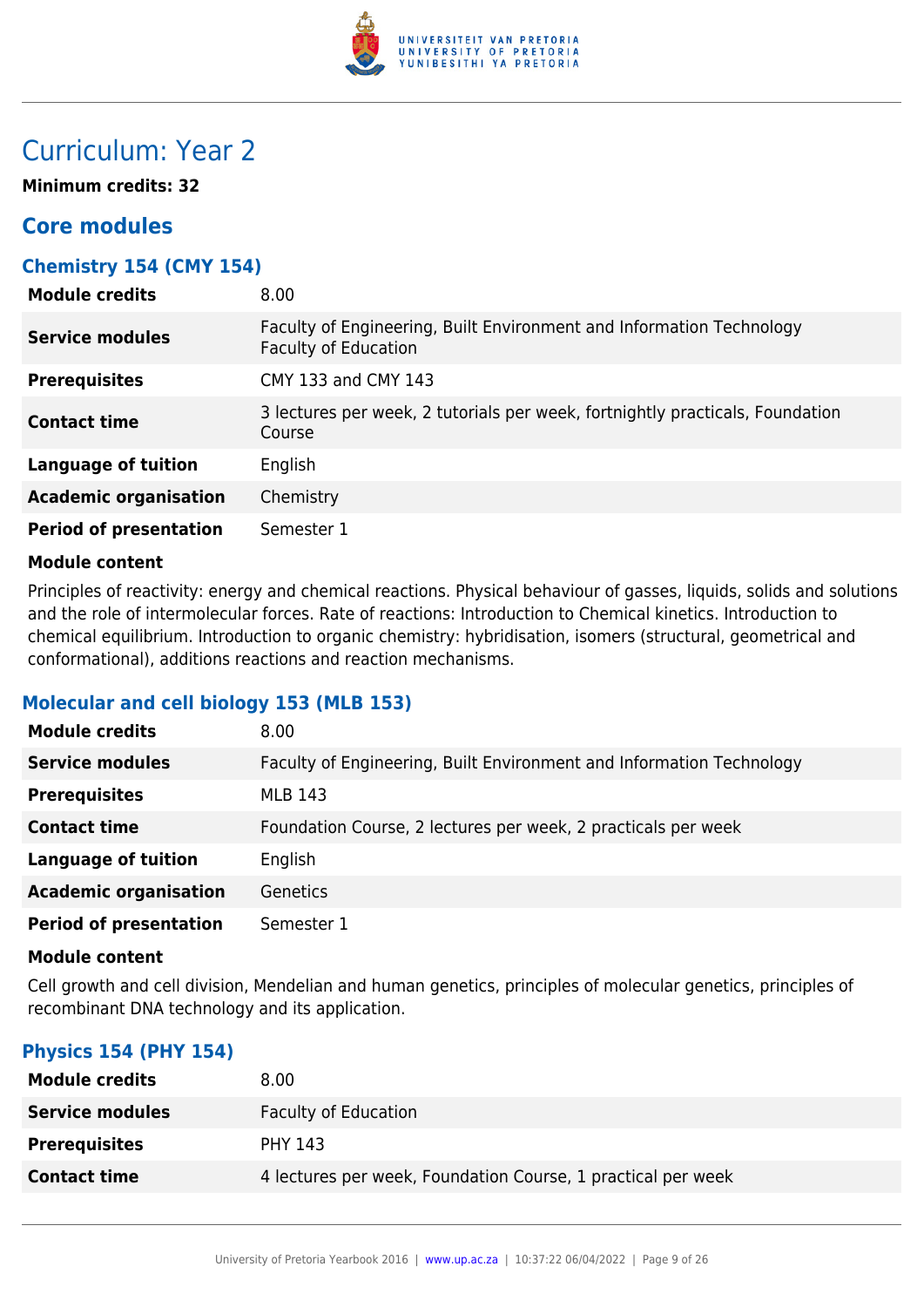# Curriculum: Year 2

**Minimum credits: 32**

## Core modules

### Chemistry 154 (CMY 154)

| | |
|---|---|
| **Module credits** | 8.00 |
| **Service modules** | Faculty of Engineering, Built Environment and Information Technology<br>Faculty of Education |
| **Prerequisites** | CMY 133 and CMY 143 |
| **Contact time** | 3 lectures per week, 2 tutorials per week, fortnightly practicals, Foundation Course |
| **Language of tuition** | English |
| **Academic organisation** | Chemistry |
| **Period of presentation** | Semester 1 |

**Module content**

Principles of reactivity: energy and chemical reactions. Physical behaviour of gasses, liquids, solids and solutions and the role of intermolecular forces. Rate of reactions: Introduction to Chemical kinetics. Introduction to chemical equilibrium. Introduction to organic chemistry: hybridisation, isomers (structural, geometrical and conformational), additions reactions and reaction mechanisms.

### Molecular and cell biology 153 (MLB 153)

| | |
|---|---|
| **Module credits** | 8.00 |
| **Service modules** | Faculty of Engineering, Built Environment and Information Technology |
| **Prerequisites** | MLB 143 |
| **Contact time** | Foundation Course, 2 lectures per week, 2 practicals per week |
| **Language of tuition** | English |
| **Academic organisation** | Genetics |
| **Period of presentation** | Semester 1 |

**Module content**

Cell growth and cell division, Mendelian and human genetics, principles of molecular genetics, principles of recombinant DNA technology and its application.

### Physics 154 (PHY 154)

| | |
|---|---|
| **Module credits** | 8.00 |
| **Service modules** | Faculty of Education |
| **Prerequisites** | PHY 143 |
| **Contact time** | 4 lectures per week, Foundation Course, 1 practical per week |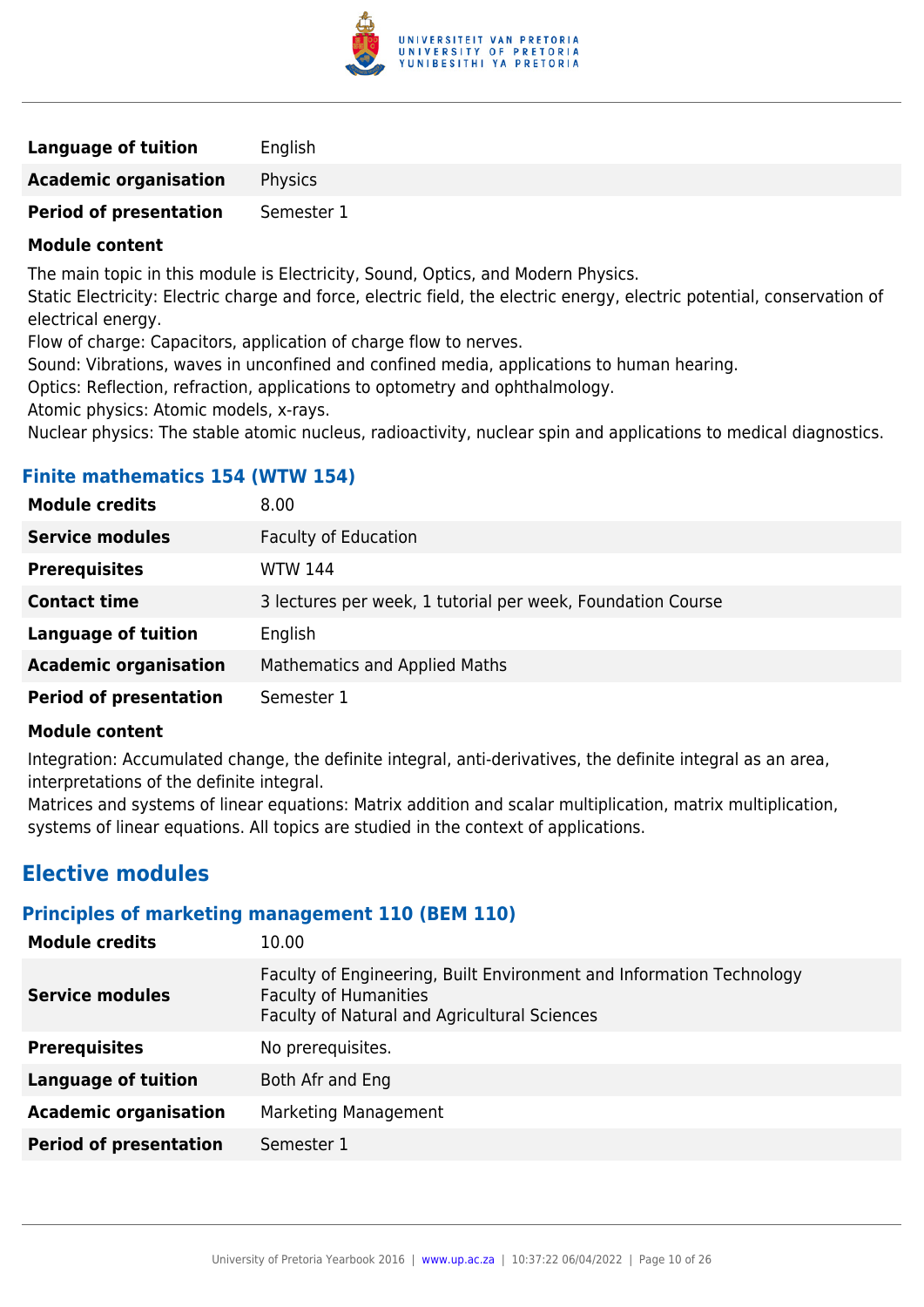| | |
|---|---|
| **Language of tuition** | English |
| **Academic organisation** | Physics |
| **Period of presentation** | Semester 1 |

**Module content**

The main topic in this module is Electricity, Sound, Optics, and Modern Physics.
Static Electricity: Electric charge and force, electric field, the electric energy, electric potential, conservation of electrical energy.
Flow of charge: Capacitors, application of charge flow to nerves.
Sound: Vibrations, waves in unconfined and confined media, applications to human hearing.
Optics: Reflection, refraction, applications to optometry and ophthalmology.
Atomic physics: Atomic models, x-rays.
Nuclear physics: The stable atomic nucleus, radioactivity, nuclear spin and applications to medical diagnostics.

### Finite mathematics 154 (WTW 154)

| | |
|---|---|
| **Module credits** | 8.00 |
| **Service modules** | Faculty of Education |
| **Prerequisites** | WTW 144 |
| **Contact time** | 3 lectures per week, 1 tutorial per week, Foundation Course |
| **Language of tuition** | English |
| **Academic organisation** | Mathematics and Applied Maths |
| **Period of presentation** | Semester 1 |

**Module content**

Integration: Accumulated change, the definite integral, anti-derivatives, the definite integral as an area, interpretations of the definite integral.
Matrices and systems of linear equations: Matrix addition and scalar multiplication, matrix multiplication, systems of linear equations. All topics are studied in the context of applications.

## Elective modules

### Principles of marketing management 110 (BEM 110)

| | |
|---|---|
| **Module credits** | 10.00 |
| **Service modules** | Faculty of Engineering, Built Environment and Information Technology<br>Faculty of Humanities<br>Faculty of Natural and Agricultural Sciences |
| **Prerequisites** | No prerequisites. |
| **Language of tuition** | Both Afr and Eng |
| **Academic organisation** | Marketing Management |
| **Period of presentation** | Semester 1 |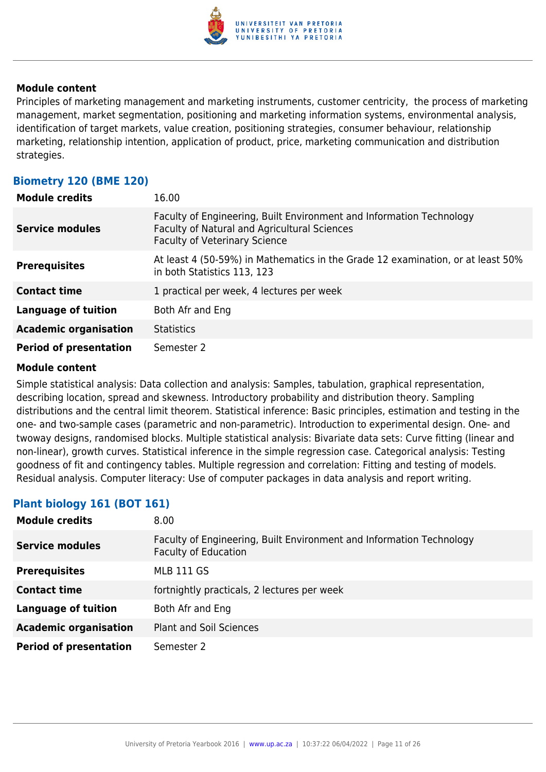**Module content**

Principles of marketing management and marketing instruments, customer centricity, the process of marketing management, market segmentation, positioning and marketing information systems, environmental analysis, identification of target markets, value creation, positioning strategies, consumer behaviour, relationship marketing, relationship intention, application of product, price, marketing communication and distribution strategies.

### Biometry 120 (BME 120)

| | |
|---|---|
| **Module credits** | 16.00 |
| **Service modules** | Faculty of Engineering, Built Environment and Information Technology<br>Faculty of Natural and Agricultural Sciences<br>Faculty of Veterinary Science |
| **Prerequisites** | At least 4 (50-59%) in Mathematics in the Grade 12 examination, or at least 50% in both Statistics 113, 123 |
| **Contact time** | 1 practical per week, 4 lectures per week |
| **Language of tuition** | Both Afr and Eng |
| **Academic organisation** | Statistics |
| **Period of presentation** | Semester 2 |

**Module content**

Simple statistical analysis: Data collection and analysis: Samples, tabulation, graphical representation, describing location, spread and skewness. Introductory probability and distribution theory. Sampling distributions and the central limit theorem. Statistical inference: Basic principles, estimation and testing in the one- and two-sample cases (parametric and non-parametric). Introduction to experimental design. One- and twoway designs, randomised blocks. Multiple statistical analysis: Bivariate data sets: Curve fitting (linear and non-linear), growth curves. Statistical inference in the simple regression case. Categorical analysis: Testing goodness of fit and contingency tables. Multiple regression and correlation: Fitting and testing of models. Residual analysis. Computer literacy: Use of computer packages in data analysis and report writing.

### Plant biology 161 (BOT 161)

| | |
|---|---|
| **Module credits** | 8.00 |
| **Service modules** | Faculty of Engineering, Built Environment and Information Technology<br>Faculty of Education |
| **Prerequisites** | MLB 111 GS |
| **Contact time** | fortnightly practicals, 2 lectures per week |
| **Language of tuition** | Both Afr and Eng |
| **Academic organisation** | Plant and Soil Sciences |
| **Period of presentation** | Semester 2 |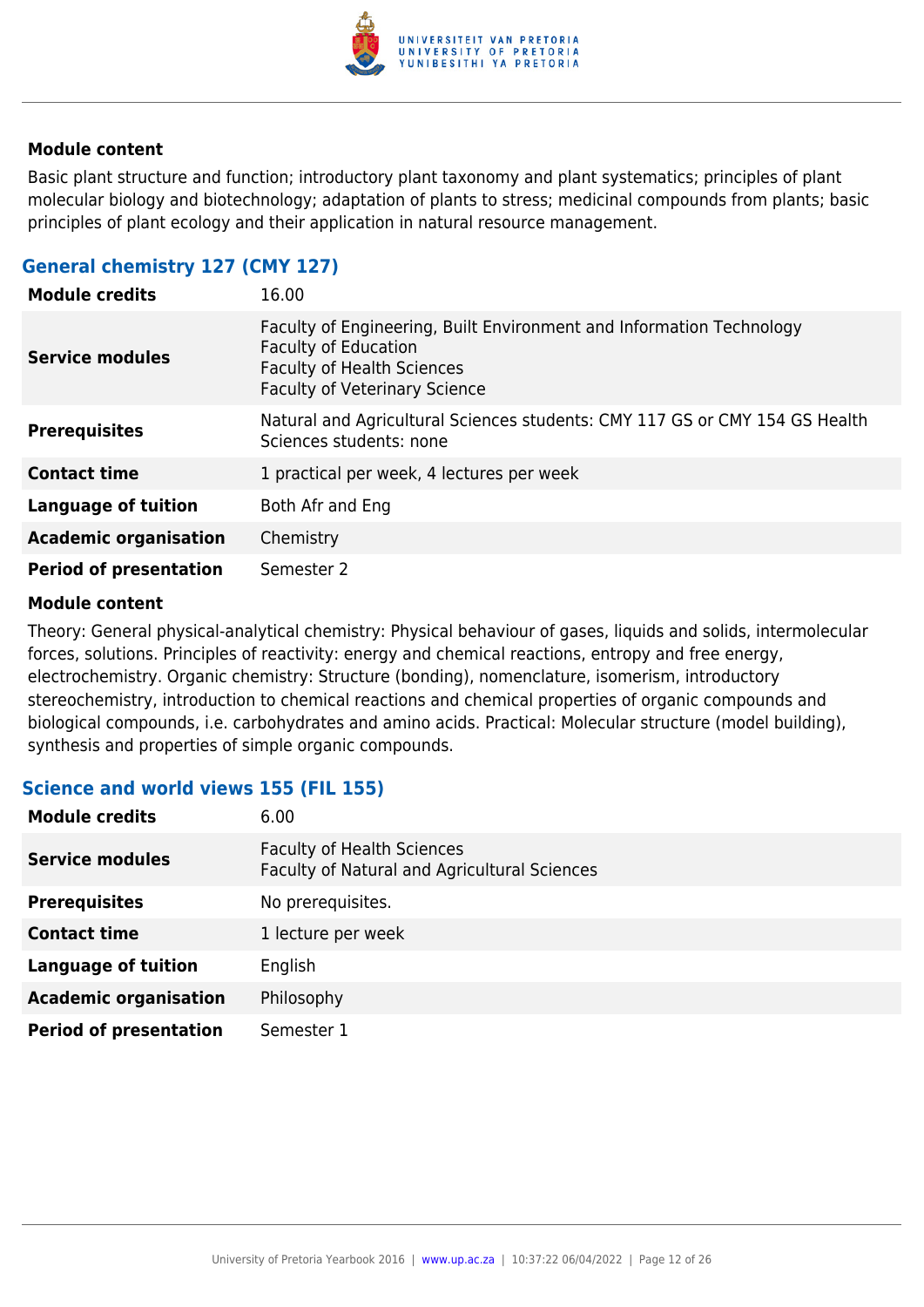**Module content**

Basic plant structure and function; introductory plant taxonomy and plant systematics; principles of plant molecular biology and biotechnology; adaptation of plants to stress; medicinal compounds from plants; basic principles of plant ecology and their application in natural resource management.

### General chemistry 127 (CMY 127)

| | |
|---|---|
| **Module credits** | 16.00 |
| **Service modules** | Faculty of Engineering, Built Environment and Information Technology<br>Faculty of Education<br>Faculty of Health Sciences<br>Faculty of Veterinary Science |
| **Prerequisites** | Natural and Agricultural Sciences students: CMY 117 GS or CMY 154 GS Health Sciences students: none |
| **Contact time** | 1 practical per week, 4 lectures per week |
| **Language of tuition** | Both Afr and Eng |
| **Academic organisation** | Chemistry |
| **Period of presentation** | Semester 2 |

**Module content**

Theory: General physical-analytical chemistry: Physical behaviour of gases, liquids and solids, intermolecular forces, solutions. Principles of reactivity: energy and chemical reactions, entropy and free energy, electrochemistry. Organic chemistry: Structure (bonding), nomenclature, isomerism, introductory stereochemistry, introduction to chemical reactions and chemical properties of organic compounds and biological compounds, i.e. carbohydrates and amino acids. Practical: Molecular structure (model building), synthesis and properties of simple organic compounds.

### Science and world views 155 (FIL 155)

| | |
|---|---|
| **Module credits** | 6.00 |
| **Service modules** | Faculty of Health Sciences<br>Faculty of Natural and Agricultural Sciences |
| **Prerequisites** | No prerequisites. |
| **Contact time** | 1 lecture per week |
| **Language of tuition** | English |
| **Academic organisation** | Philosophy |
| **Period of presentation** | Semester 1 |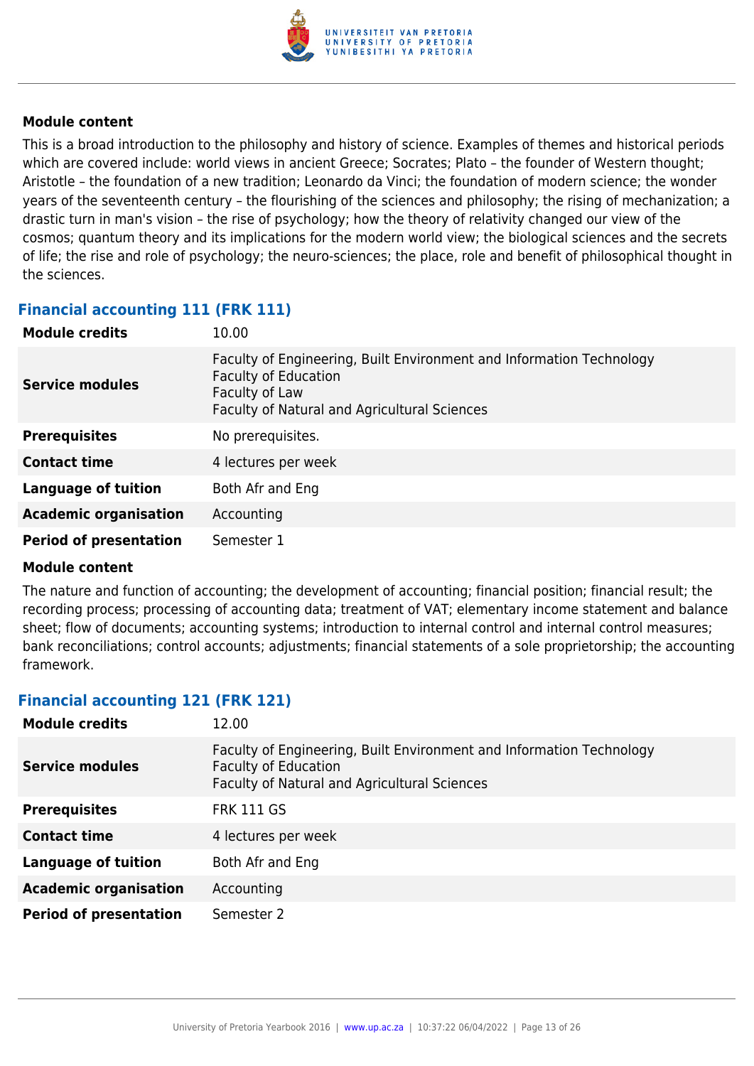#### Module content

This is a broad introduction to the philosophy and history of science. Examples of themes and historical periods which are covered include: world views in ancient Greece; Socrates; Plato – the founder of Western thought; Aristotle – the foundation of a new tradition; Leonardo da Vinci; the foundation of modern science; the wonder years of the seventeenth century – the flourishing of the sciences and philosophy; the rising of mechanization; a drastic turn in man's vision – the rise of psychology; how the theory of relativity changed our view of the cosmos; quantum theory and its implications for the modern world view; the biological sciences and the secrets of life; the rise and role of psychology; the neuro-sciences; the place, role and benefit of philosophical thought in the sciences.

### Financial accounting 111 (FRK 111)

| | |
|---|---|
| **Module credits** | 10.00 |
| **Service modules** | Faculty of Engineering, Built Environment and Information Technology<br>Faculty of Education<br>Faculty of Law<br>Faculty of Natural and Agricultural Sciences |
| **Prerequisites** | No prerequisites. |
| **Contact time** | 4 lectures per week |
| **Language of tuition** | Both Afr and Eng |
| **Academic organisation** | Accounting |
| **Period of presentation** | Semester 1 |

#### Module content

The nature and function of accounting; the development of accounting; financial position; financial result; the recording process; processing of accounting data; treatment of VAT; elementary income statement and balance sheet; flow of documents; accounting systems; introduction to internal control and internal control measures; bank reconciliations; control accounts; adjustments; financial statements of a sole proprietorship; the accounting framework.

### Financial accounting 121 (FRK 121)

| | |
|---|---|
| **Module credits** | 12.00 |
| **Service modules** | Faculty of Engineering, Built Environment and Information Technology<br>Faculty of Education<br>Faculty of Natural and Agricultural Sciences |
| **Prerequisites** | FRK 111 GS |
| **Contact time** | 4 lectures per week |
| **Language of tuition** | Both Afr and Eng |
| **Academic organisation** | Accounting |
| **Period of presentation** | Semester 2 |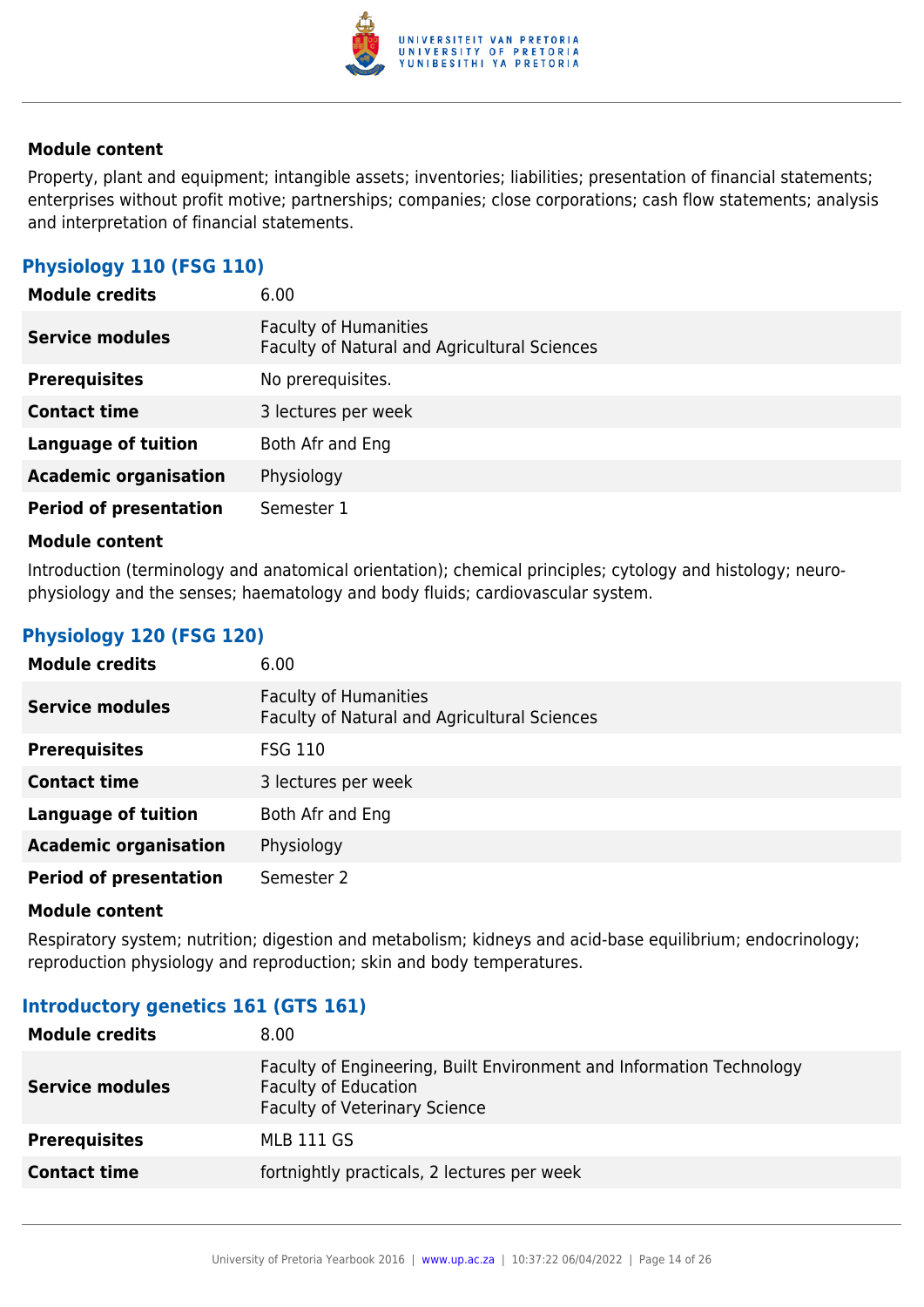**Module content**

Property, plant and equipment; intangible assets; inventories; liabilities; presentation of financial statements; enterprises without profit motive; partnerships; companies; close corporations; cash flow statements; analysis and interpretation of financial statements.

### Physiology 110 (FSG 110)

| | |
|---|---|
| **Module credits** | 6.00 |
| **Service modules** | Faculty of Humanities<br>Faculty of Natural and Agricultural Sciences |
| **Prerequisites** | No prerequisites. |
| **Contact time** | 3 lectures per week |
| **Language of tuition** | Both Afr and Eng |
| **Academic organisation** | Physiology |
| **Period of presentation** | Semester 1 |

**Module content**

Introduction (terminology and anatomical orientation); chemical principles; cytology and histology; neuro-physiology and the senses; haematology and body fluids; cardiovascular system.

### Physiology 120 (FSG 120)

| | |
|---|---|
| **Module credits** | 6.00 |
| **Service modules** | Faculty of Humanities<br>Faculty of Natural and Agricultural Sciences |
| **Prerequisites** | FSG 110 |
| **Contact time** | 3 lectures per week |
| **Language of tuition** | Both Afr and Eng |
| **Academic organisation** | Physiology |
| **Period of presentation** | Semester 2 |

**Module content**

Respiratory system; nutrition; digestion and metabolism; kidneys and acid-base equilibrium; endocrinology; reproduction physiology and reproduction; skin and body temperatures.

### Introductory genetics 161 (GTS 161)

| | |
|---|---|
| **Module credits** | 8.00 |
| **Service modules** | Faculty of Engineering, Built Environment and Information Technology<br>Faculty of Education<br>Faculty of Veterinary Science |
| **Prerequisites** | MLB 111 GS |
| **Contact time** | fortnightly practicals, 2 lectures per week |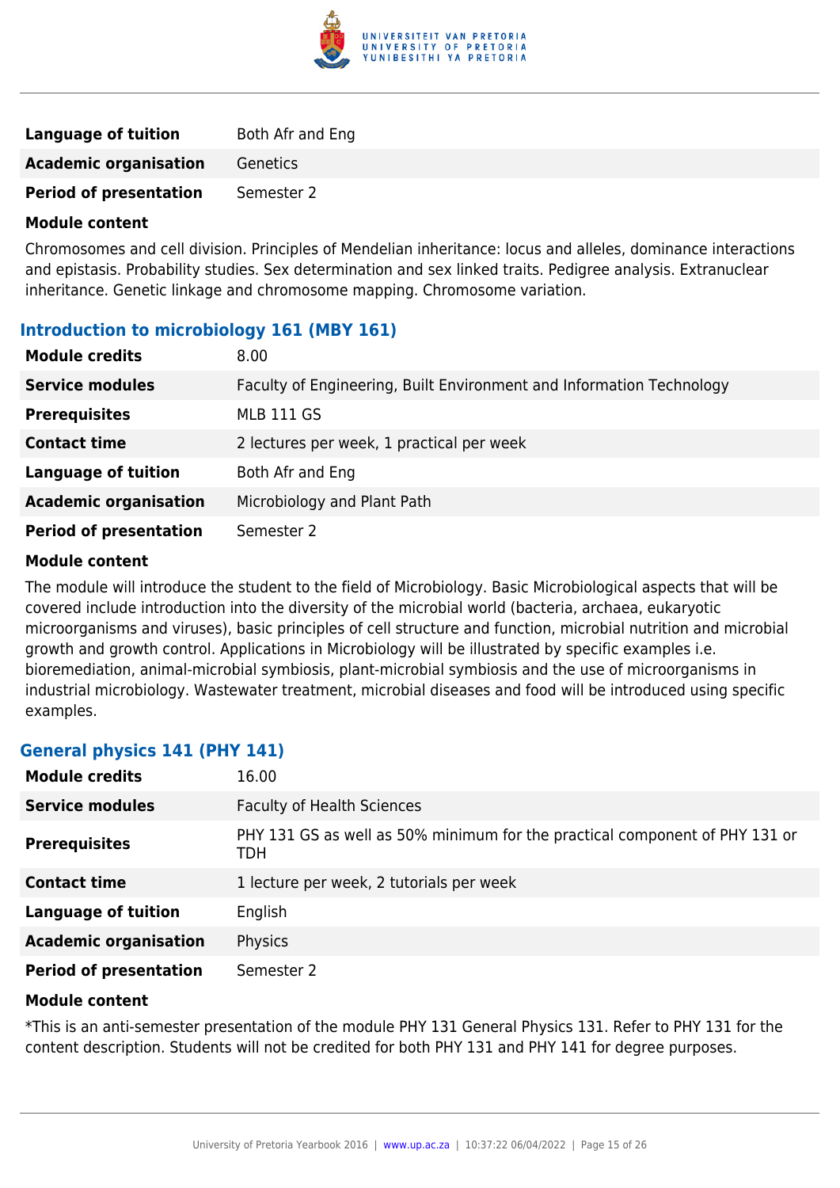| | |
|---|---|
| **Language of tuition** | Both Afr and Eng |
| **Academic organisation** | Genetics |
| **Period of presentation** | Semester 2 |

**Module content**

Chromosomes and cell division. Principles of Mendelian inheritance: locus and alleles, dominance interactions and epistasis. Probability studies. Sex determination and sex linked traits. Pedigree analysis. Extranuclear inheritance. Genetic linkage and chromosome mapping. Chromosome variation.

### Introduction to microbiology 161 (MBY 161)

| | |
|---|---|
| **Module credits** | 8.00 |
| **Service modules** | Faculty of Engineering, Built Environment and Information Technology |
| **Prerequisites** | MLB 111 GS |
| **Contact time** | 2 lectures per week, 1 practical per week |
| **Language of tuition** | Both Afr and Eng |
| **Academic organisation** | Microbiology and Plant Path |
| **Period of presentation** | Semester 2 |

**Module content**

The module will introduce the student to the field of Microbiology. Basic Microbiological aspects that will be covered include introduction into the diversity of the microbial world (bacteria, archaea, eukaryotic microorganisms and viruses), basic principles of cell structure and function, microbial nutrition and microbial growth and growth control. Applications in Microbiology will be illustrated by specific examples i.e. bioremediation, animal-microbial symbiosis, plant-microbial symbiosis and the use of microorganisms in industrial microbiology. Wastewater treatment, microbial diseases and food will be introduced using specific examples.

### General physics 141 (PHY 141)

| | |
|---|---|
| **Module credits** | 16.00 |
| **Service modules** | Faculty of Health Sciences |
| **Prerequisites** | PHY 131 GS as well as 50% minimum for the practical component of PHY 131 or TDH |
| **Contact time** | 1 lecture per week, 2 tutorials per week |
| **Language of tuition** | English |
| **Academic organisation** | Physics |
| **Period of presentation** | Semester 2 |

**Module content**

*This is an anti-semester presentation of the module PHY 131 General Physics 131. Refer to PHY 131 for the content description. Students will not be credited for both PHY 131 and PHY 141 for degree purposes.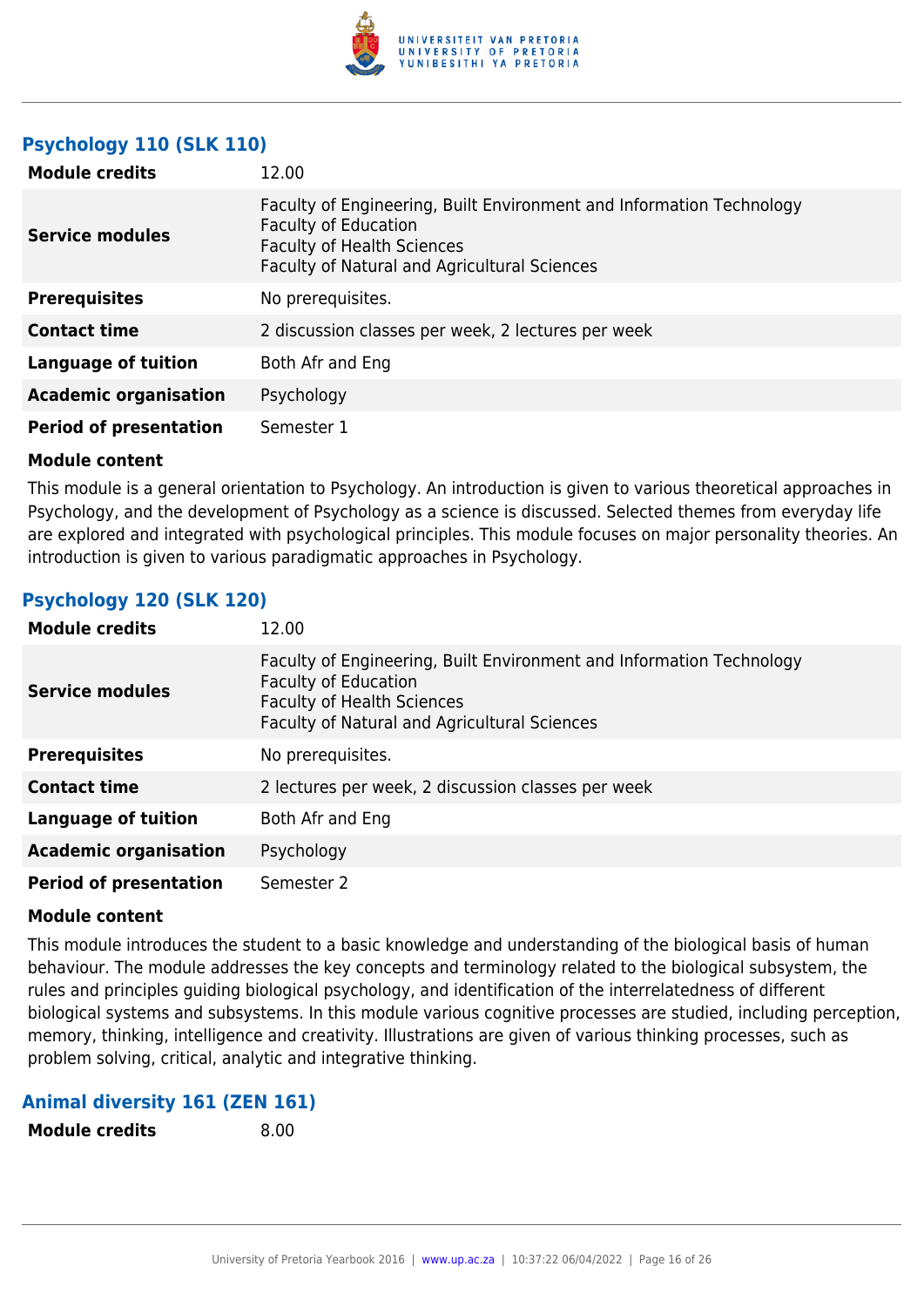### Psychology 110 (SLK 110)

| **Module credits** | 12.00 |
| --- | --- |
| **Service modules** | Faculty of Engineering, Built Environment and Information Technology<br>Faculty of Education<br>Faculty of Health Sciences<br>Faculty of Natural and Agricultural Sciences |
| **Prerequisites** | No prerequisites. |
| **Contact time** | 2 discussion classes per week, 2 lectures per week |
| **Language of tuition** | Both Afr and Eng |
| **Academic organisation** | Psychology |
| **Period of presentation** | Semester 1 |

**Module content**

This module is a general orientation to Psychology. An introduction is given to various theoretical approaches in Psychology, and the development of Psychology as a science is discussed. Selected themes from everyday life are explored and integrated with psychological principles. This module focuses on major personality theories. An introduction is given to various paradigmatic approaches in Psychology.

### Psychology 120 (SLK 120)

| **Module credits** | 12.00 |
| --- | --- |
| **Service modules** | Faculty of Engineering, Built Environment and Information Technology<br>Faculty of Education<br>Faculty of Health Sciences<br>Faculty of Natural and Agricultural Sciences |
| **Prerequisites** | No prerequisites. |
| **Contact time** | 2 lectures per week, 2 discussion classes per week |
| **Language of tuition** | Both Afr and Eng |
| **Academic organisation** | Psychology |
| **Period of presentation** | Semester 2 |

**Module content**

This module introduces the student to a basic knowledge and understanding of the biological basis of human behaviour. The module addresses the key concepts and terminology related to the biological subsystem, the rules and principles guiding biological psychology, and identification of the interrelatedness of different biological systems and subsystems. In this module various cognitive processes are studied, including perception, memory, thinking, intelligence and creativity. Illustrations are given of various thinking processes, such as problem solving, critical, analytic and integrative thinking.

### Animal diversity 161 (ZEN 161)

| **Module credits** | 8.00 |
| --- | --- |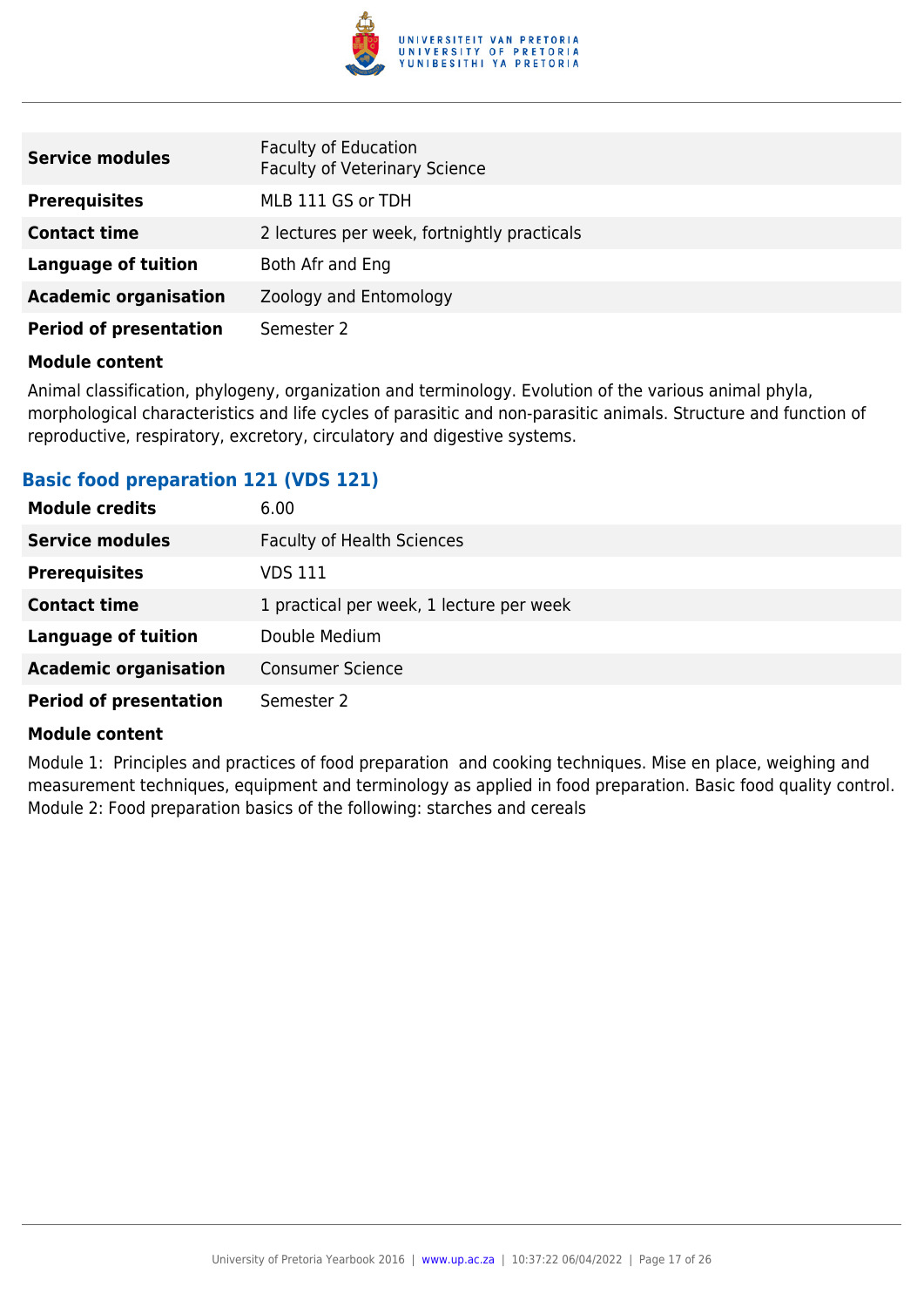| | |
|---|---|
| **Service modules** | Faculty of Education<br>Faculty of Veterinary Science |
| **Prerequisites** | MLB 111 GS or TDH |
| **Contact time** | 2 lectures per week, fortnightly practicals |
| **Language of tuition** | Both Afr and Eng |
| **Academic organisation** | Zoology and Entomology |
| **Period of presentation** | Semester 2 |

**Module content**

Animal classification, phylogeny, organization and terminology. Evolution of the various animal phyla, morphological characteristics and life cycles of parasitic and non-parasitic animals. Structure and function of reproductive, respiratory, excretory, circulatory and digestive systems.

### Basic food preparation 121 (VDS 121)

| | |
|---|---|
| **Module credits** | 6.00 |
| **Service modules** | Faculty of Health Sciences |
| **Prerequisites** | VDS 111 |
| **Contact time** | 1 practical per week, 1 lecture per week |
| **Language of tuition** | Double Medium |
| **Academic organisation** | Consumer Science |
| **Period of presentation** | Semester 2 |

**Module content**

Module 1: Principles and practices of food preparation and cooking techniques. Mise en place, weighing and measurement techniques, equipment and terminology as applied in food preparation. Basic food quality control.
Module 2: Food preparation basics of the following: starches and cereals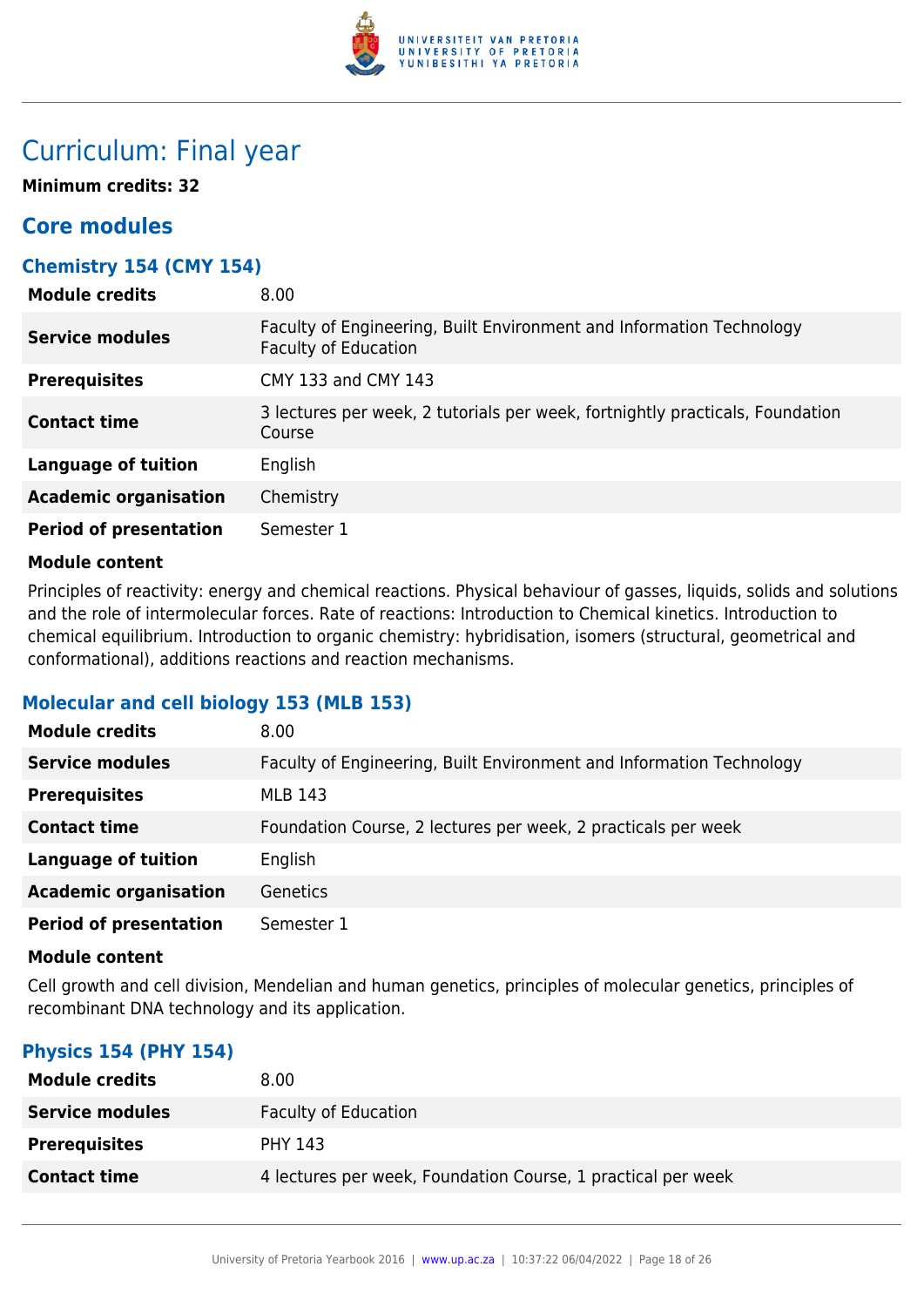# Curriculum: Final year

**Minimum credits: 32**

## Core modules

### Chemistry 154 (CMY 154)

| | |
|---|---|
| **Module credits** | 8.00 |
| **Service modules** | Faculty of Engineering, Built Environment and Information Technology<br>Faculty of Education |
| **Prerequisites** | CMY 133 and CMY 143 |
| **Contact time** | 3 lectures per week, 2 tutorials per week, fortnightly practicals, Foundation Course |
| **Language of tuition** | English |
| **Academic organisation** | Chemistry |
| **Period of presentation** | Semester 1 |

**Module content**

Principles of reactivity: energy and chemical reactions. Physical behaviour of gasses, liquids, solids and solutions and the role of intermolecular forces. Rate of reactions: Introduction to Chemical kinetics. Introduction to chemical equilibrium. Introduction to organic chemistry: hybridisation, isomers (structural, geometrical and conformational), additions reactions and reaction mechanisms.

### Molecular and cell biology 153 (MLB 153)

| | |
|---|---|
| **Module credits** | 8.00 |
| **Service modules** | Faculty of Engineering, Built Environment and Information Technology |
| **Prerequisites** | MLB 143 |
| **Contact time** | Foundation Course, 2 lectures per week, 2 practicals per week |
| **Language of tuition** | English |
| **Academic organisation** | Genetics |
| **Period of presentation** | Semester 1 |

**Module content**

Cell growth and cell division, Mendelian and human genetics, principles of molecular genetics, principles of recombinant DNA technology and its application.

### Physics 154 (PHY 154)

| | |
|---|---|
| **Module credits** | 8.00 |
| **Service modules** | Faculty of Education |
| **Prerequisites** | PHY 143 |
| **Contact time** | 4 lectures per week, Foundation Course, 1 practical per week |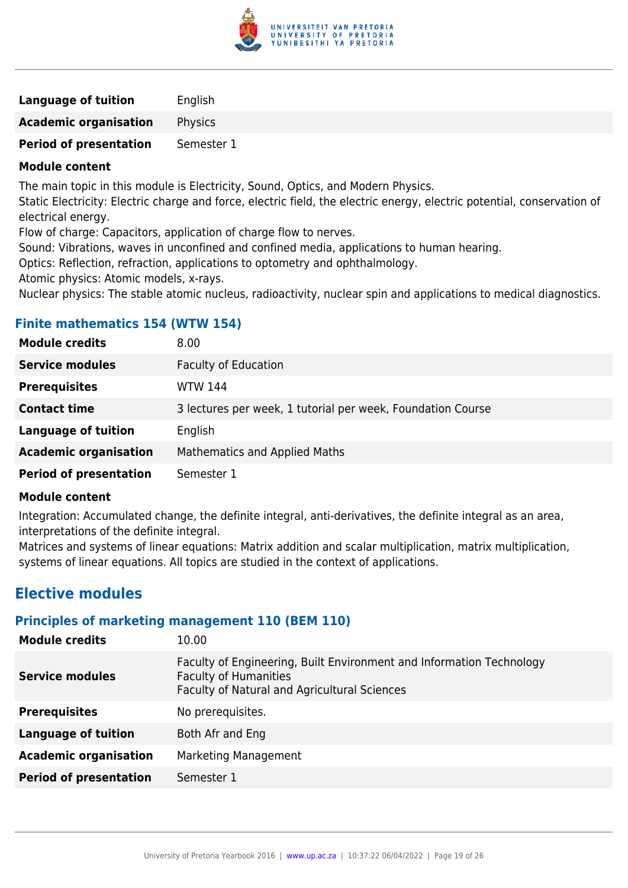| | |
|---|---|
| **Language of tuition** | English |
| **Academic organisation** | Physics |
| **Period of presentation** | Semester 1 |

**Module content**

The main topic in this module is Electricity, Sound, Optics, and Modern Physics.
Static Electricity: Electric charge and force, electric field, the electric energy, electric potential, conservation of electrical energy.
Flow of charge: Capacitors, application of charge flow to nerves.
Sound: Vibrations, waves in unconfined and confined media, applications to human hearing.
Optics: Reflection, refraction, applications to optometry and ophthalmology.
Atomic physics: Atomic models, x-rays.
Nuclear physics: The stable atomic nucleus, radioactivity, nuclear spin and applications to medical diagnostics.

### Finite mathematics 154 (WTW 154)

| | |
|---|---|
| **Module credits** | 8.00 |
| **Service modules** | Faculty of Education |
| **Prerequisites** | WTW 144 |
| **Contact time** | 3 lectures per week, 1 tutorial per week, Foundation Course |
| **Language of tuition** | English |
| **Academic organisation** | Mathematics and Applied Maths |
| **Period of presentation** | Semester 1 |

**Module content**

Integration: Accumulated change, the definite integral, anti-derivatives, the definite integral as an area, interpretations of the definite integral.
Matrices and systems of linear equations: Matrix addition and scalar multiplication, matrix multiplication, systems of linear equations. All topics are studied in the context of applications.

## Elective modules

### Principles of marketing management 110 (BEM 110)

| | |
|---|---|
| **Module credits** | 10.00 |
| **Service modules** | Faculty of Engineering, Built Environment and Information Technology<br>Faculty of Humanities<br>Faculty of Natural and Agricultural Sciences |
| **Prerequisites** | No prerequisites. |
| **Language of tuition** | Both Afr and Eng |
| **Academic organisation** | Marketing Management |
| **Period of presentation** | Semester 1 |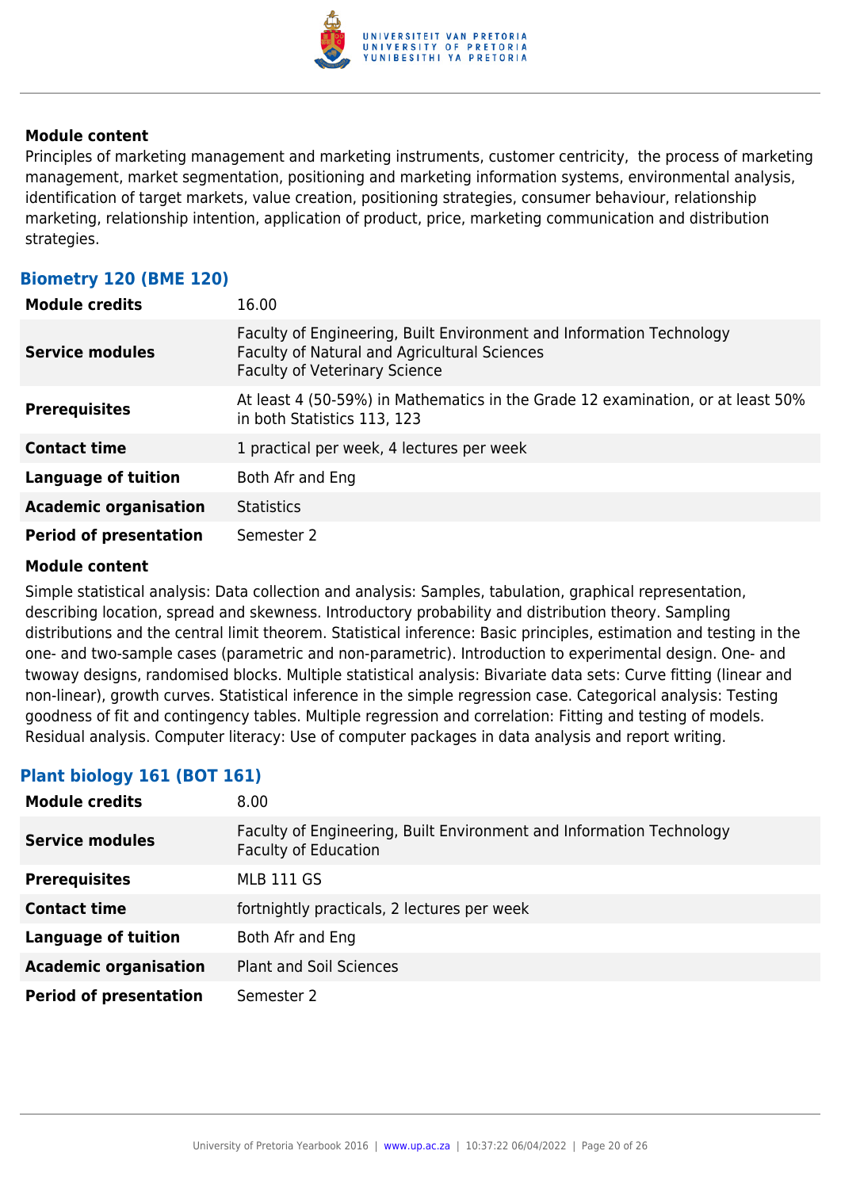**Module content**

Principles of marketing management and marketing instruments, customer centricity,  the process of marketing management, market segmentation, positioning and marketing information systems, environmental analysis, identification of target markets, value creation, positioning strategies, consumer behaviour, relationship marketing, relationship intention, application of product, price, marketing communication and distribution strategies.

### Biometry 120 (BME 120)

| | |
|---|---|
| **Module credits** | 16.00 |
| **Service modules** | Faculty of Engineering, Built Environment and Information Technology<br>Faculty of Natural and Agricultural Sciences<br>Faculty of Veterinary Science |
| **Prerequisites** | At least 4 (50-59%) in Mathematics in the Grade 12 examination, or at least 50% in both Statistics 113, 123 |
| **Contact time** | 1 practical per week, 4 lectures per week |
| **Language of tuition** | Both Afr and Eng |
| **Academic organisation** | Statistics |
| **Period of presentation** | Semester 2 |

**Module content**

Simple statistical analysis: Data collection and analysis: Samples, tabulation, graphical representation, describing location, spread and skewness. Introductory probability and distribution theory. Sampling distributions and the central limit theorem. Statistical inference: Basic principles, estimation and testing in the one- and two-sample cases (parametric and non-parametric). Introduction to experimental design. One- and twoway designs, randomised blocks. Multiple statistical analysis: Bivariate data sets: Curve fitting (linear and non-linear), growth curves. Statistical inference in the simple regression case. Categorical analysis: Testing goodness of fit and contingency tables. Multiple regression and correlation: Fitting and testing of models. Residual analysis. Computer literacy: Use of computer packages in data analysis and report writing.

### Plant biology 161 (BOT 161)

| | |
|---|---|
| **Module credits** | 8.00 |
| **Service modules** | Faculty of Engineering, Built Environment and Information Technology<br>Faculty of Education |
| **Prerequisites** | MLB 111 GS |
| **Contact time** | fortnightly practicals, 2 lectures per week |
| **Language of tuition** | Both Afr and Eng |
| **Academic organisation** | Plant and Soil Sciences |
| **Period of presentation** | Semester 2 |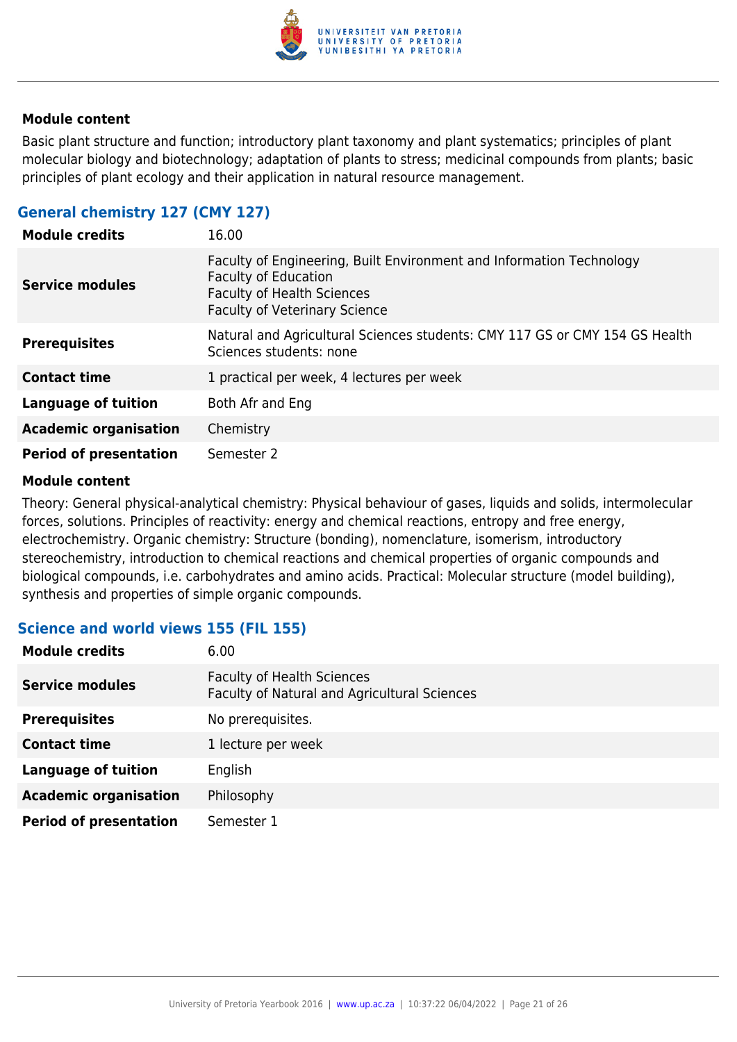#### Module content

Basic plant structure and function; introductory plant taxonomy and plant systematics; principles of plant molecular biology and biotechnology; adaptation of plants to stress; medicinal compounds from plants; basic principles of plant ecology and their application in natural resource management.

### General chemistry 127 (CMY 127)

| | |
|---|---|
| **Module credits** | 16.00 |
| **Service modules** | Faculty of Engineering, Built Environment and Information Technology<br>Faculty of Education<br>Faculty of Health Sciences<br>Faculty of Veterinary Science |
| **Prerequisites** | Natural and Agricultural Sciences students: CMY 117 GS or CMY 154 GS Health Sciences students: none |
| **Contact time** | 1 practical per week, 4 lectures per week |
| **Language of tuition** | Both Afr and Eng |
| **Academic organisation** | Chemistry |
| **Period of presentation** | Semester 2 |

#### Module content

Theory: General physical-analytical chemistry: Physical behaviour of gases, liquids and solids, intermolecular forces, solutions. Principles of reactivity: energy and chemical reactions, entropy and free energy, electrochemistry. Organic chemistry: Structure (bonding), nomenclature, isomerism, introductory stereochemistry, introduction to chemical reactions and chemical properties of organic compounds and biological compounds, i.e. carbohydrates and amino acids. Practical: Molecular structure (model building), synthesis and properties of simple organic compounds.

### Science and world views 155 (FIL 155)

| | |
|---|---|
| **Module credits** | 6.00 |
| **Service modules** | Faculty of Health Sciences<br>Faculty of Natural and Agricultural Sciences |
| **Prerequisites** | No prerequisites. |
| **Contact time** | 1 lecture per week |
| **Language of tuition** | English |
| **Academic organisation** | Philosophy |
| **Period of presentation** | Semester 1 |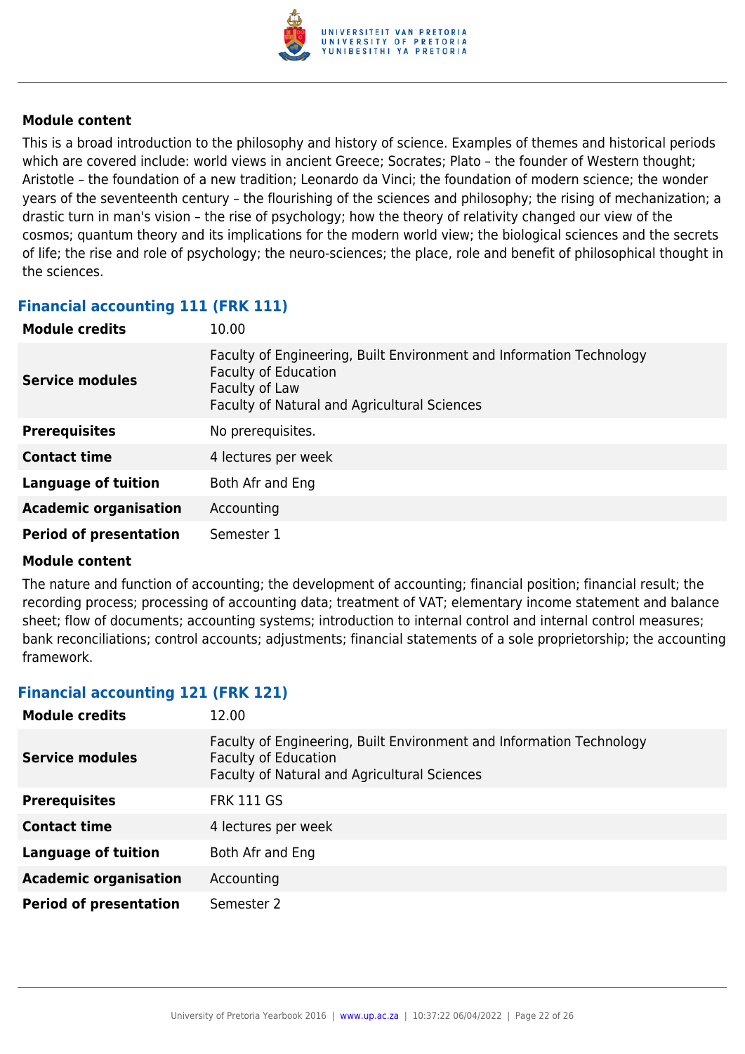#### Module content

This is a broad introduction to the philosophy and history of science. Examples of themes and historical periods which are covered include: world views in ancient Greece; Socrates; Plato – the founder of Western thought; Aristotle – the foundation of a new tradition; Leonardo da Vinci; the foundation of modern science; the wonder years of the seventeenth century – the flourishing of the sciences and philosophy; the rising of mechanization; a drastic turn in man's vision – the rise of psychology; how the theory of relativity changed our view of the cosmos; quantum theory and its implications for the modern world view; the biological sciences and the secrets of life; the rise and role of psychology; the neuro-sciences; the place, role and benefit of philosophical thought in the sciences.

### Financial accounting 111 (FRK 111)

| | |
|---|---|
| **Module credits** | 10.00 |
| **Service modules** | Faculty of Engineering, Built Environment and Information Technology<br>Faculty of Education<br>Faculty of Law<br>Faculty of Natural and Agricultural Sciences |
| **Prerequisites** | No prerequisites. |
| **Contact time** | 4 lectures per week |
| **Language of tuition** | Both Afr and Eng |
| **Academic organisation** | Accounting |
| **Period of presentation** | Semester 1 |

#### Module content

The nature and function of accounting; the development of accounting; financial position; financial result; the recording process; processing of accounting data; treatment of VAT; elementary income statement and balance sheet; flow of documents; accounting systems; introduction to internal control and internal control measures; bank reconciliations; control accounts; adjustments; financial statements of a sole proprietorship; the accounting framework.

### Financial accounting 121 (FRK 121)

| | |
|---|---|
| **Module credits** | 12.00 |
| **Service modules** | Faculty of Engineering, Built Environment and Information Technology<br>Faculty of Education<br>Faculty of Natural and Agricultural Sciences |
| **Prerequisites** | FRK 111 GS |
| **Contact time** | 4 lectures per week |
| **Language of tuition** | Both Afr and Eng |
| **Academic organisation** | Accounting |
| **Period of presentation** | Semester 2 |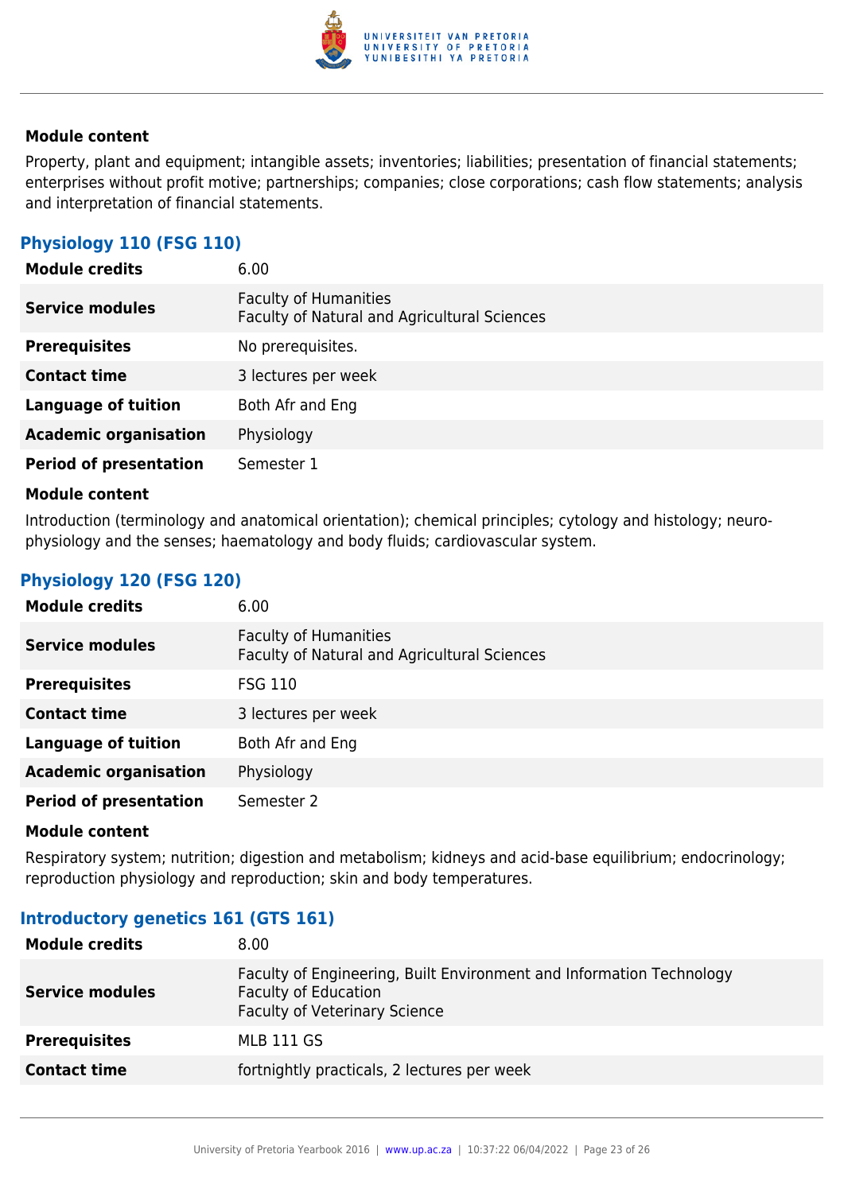**Module content**

Property, plant and equipment; intangible assets; inventories; liabilities; presentation of financial statements; enterprises without profit motive; partnerships; companies; close corporations; cash flow statements; analysis and interpretation of financial statements.

### Physiology 110 (FSG 110)

| | |
|---|---|
| **Module credits** | 6.00 |
| **Service modules** | Faculty of Humanities<br>Faculty of Natural and Agricultural Sciences |
| **Prerequisites** | No prerequisites. |
| **Contact time** | 3 lectures per week |
| **Language of tuition** | Both Afr and Eng |
| **Academic organisation** | Physiology |
| **Period of presentation** | Semester 1 |

**Module content**

Introduction (terminology and anatomical orientation); chemical principles; cytology and histology; neuro-physiology and the senses; haematology and body fluids; cardiovascular system.

### Physiology 120 (FSG 120)

| | |
|---|---|
| **Module credits** | 6.00 |
| **Service modules** | Faculty of Humanities<br>Faculty of Natural and Agricultural Sciences |
| **Prerequisites** | FSG 110 |
| **Contact time** | 3 lectures per week |
| **Language of tuition** | Both Afr and Eng |
| **Academic organisation** | Physiology |
| **Period of presentation** | Semester 2 |

**Module content**

Respiratory system; nutrition; digestion and metabolism; kidneys and acid-base equilibrium; endocrinology; reproduction physiology and reproduction; skin and body temperatures.

### Introductory genetics 161 (GTS 161)

| | |
|---|---|
| **Module credits** | 8.00 |
| **Service modules** | Faculty of Engineering, Built Environment and Information Technology<br>Faculty of Education<br>Faculty of Veterinary Science |
| **Prerequisites** | MLB 111 GS |
| **Contact time** | fortnightly practicals, 2 lectures per week |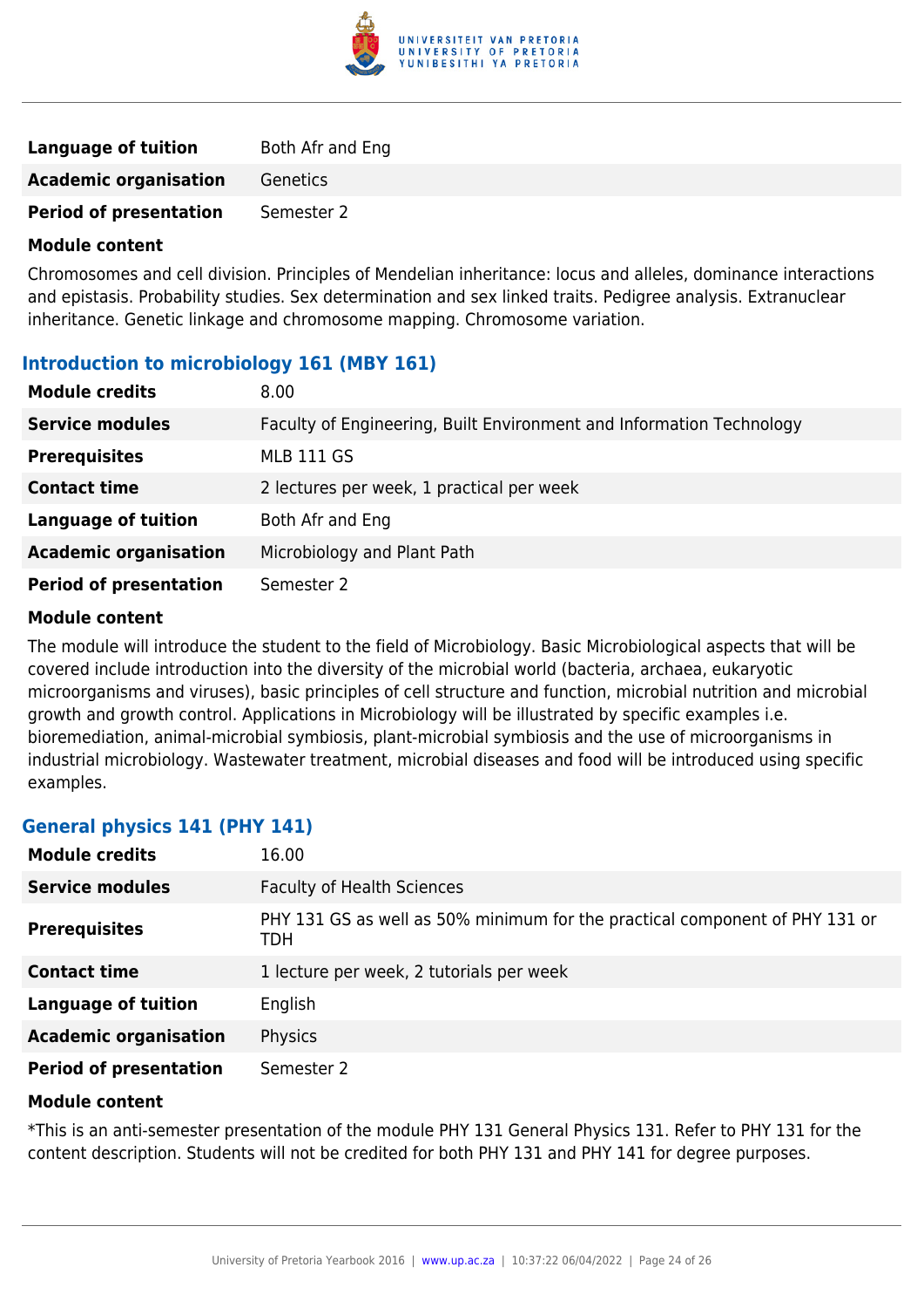| | |
|---|---|
| **Language of tuition** | Both Afr and Eng |
| **Academic organisation** | Genetics |
| **Period of presentation** | Semester 2 |

**Module content**

Chromosomes and cell division. Principles of Mendelian inheritance: locus and alleles, dominance interactions and epistasis. Probability studies. Sex determination and sex linked traits. Pedigree analysis. Extranuclear inheritance. Genetic linkage and chromosome mapping. Chromosome variation.

### Introduction to microbiology 161 (MBY 161)

| | |
|---|---|
| **Module credits** | 8.00 |
| **Service modules** | Faculty of Engineering, Built Environment and Information Technology |
| **Prerequisites** | MLB 111 GS |
| **Contact time** | 2 lectures per week, 1 practical per week |
| **Language of tuition** | Both Afr and Eng |
| **Academic organisation** | Microbiology and Plant Path |
| **Period of presentation** | Semester 2 |

**Module content**

The module will introduce the student to the field of Microbiology. Basic Microbiological aspects that will be covered include introduction into the diversity of the microbial world (bacteria, archaea, eukaryotic microorganisms and viruses), basic principles of cell structure and function, microbial nutrition and microbial growth and growth control. Applications in Microbiology will be illustrated by specific examples i.e. bioremediation, animal-microbial symbiosis, plant-microbial symbiosis and the use of microorganisms in industrial microbiology. Wastewater treatment, microbial diseases and food will be introduced using specific examples.

### General physics 141 (PHY 141)

| | |
|---|---|
| **Module credits** | 16.00 |
| **Service modules** | Faculty of Health Sciences |
| **Prerequisites** | PHY 131 GS as well as 50% minimum for the practical component of PHY 131 or TDH |
| **Contact time** | 1 lecture per week, 2 tutorials per week |
| **Language of tuition** | English |
| **Academic organisation** | Physics |
| **Period of presentation** | Semester 2 |

**Module content**

*This is an anti-semester presentation of the module PHY 131 General Physics 131. Refer to PHY 131 for the content description. Students will not be credited for both PHY 131 and PHY 141 for degree purposes.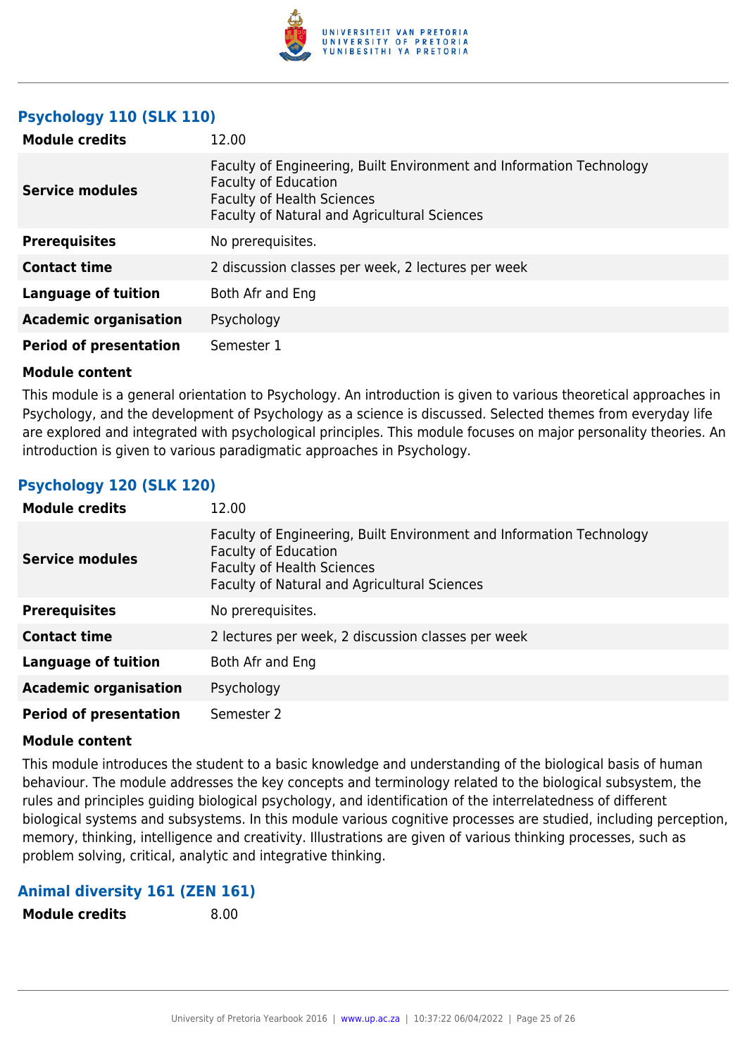### Psychology 110 (SLK 110)

| | |
|---|---|
| **Module credits** | 12.00 |
| **Service modules** | Faculty of Engineering, Built Environment and Information Technology<br>Faculty of Education<br>Faculty of Health Sciences<br>Faculty of Natural and Agricultural Sciences |
| **Prerequisites** | No prerequisites. |
| **Contact time** | 2 discussion classes per week, 2 lectures per week |
| **Language of tuition** | Both Afr and Eng |
| **Academic organisation** | Psychology |
| **Period of presentation** | Semester 1 |

**Module content**

This module is a general orientation to Psychology. An introduction is given to various theoretical approaches in Psychology, and the development of Psychology as a science is discussed. Selected themes from everyday life are explored and integrated with psychological principles. This module focuses on major personality theories. An introduction is given to various paradigmatic approaches in Psychology.

### Psychology 120 (SLK 120)

| | |
|---|---|
| **Module credits** | 12.00 |
| **Service modules** | Faculty of Engineering, Built Environment and Information Technology<br>Faculty of Education<br>Faculty of Health Sciences<br>Faculty of Natural and Agricultural Sciences |
| **Prerequisites** | No prerequisites. |
| **Contact time** | 2 lectures per week, 2 discussion classes per week |
| **Language of tuition** | Both Afr and Eng |
| **Academic organisation** | Psychology |
| **Period of presentation** | Semester 2 |

**Module content**

This module introduces the student to a basic knowledge and understanding of the biological basis of human behaviour. The module addresses the key concepts and terminology related to the biological subsystem, the rules and principles guiding biological psychology, and identification of the interrelatedness of different biological systems and subsystems. In this module various cognitive processes are studied, including perception, memory, thinking, intelligence and creativity. Illustrations are given of various thinking processes, such as problem solving, critical, analytic and integrative thinking.

### Animal diversity 161 (ZEN 161)

| | |
|---|---|
| **Module credits** | 8.00 |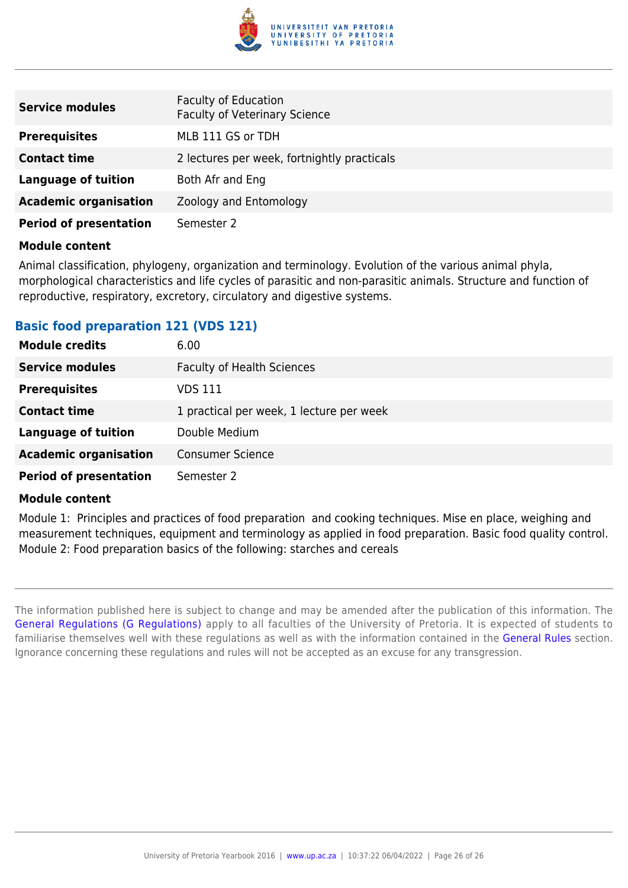| | |
|---|---|
| **Service modules** | Faculty of Education<br>Faculty of Veterinary Science |
| **Prerequisites** | MLB 111 GS or TDH |
| **Contact time** | 2 lectures per week, fortnightly practicals |
| **Language of tuition** | Both Afr and Eng |
| **Academic organisation** | Zoology and Entomology |
| **Period of presentation** | Semester 2 |

**Module content**

Animal classification, phylogeny, organization and terminology. Evolution of the various animal phyla, morphological characteristics and life cycles of parasitic and non-parasitic animals. Structure and function of reproductive, respiratory, excretory, circulatory and digestive systems.

### Basic food preparation 121 (VDS 121)

| | |
|---|---|
| **Module credits** | 6.00 |
| **Service modules** | Faculty of Health Sciences |
| **Prerequisites** | VDS 111 |
| **Contact time** | 1 practical per week, 1 lecture per week |
| **Language of tuition** | Double Medium |
| **Academic organisation** | Consumer Science |
| **Period of presentation** | Semester 2 |

**Module content**

Module 1: Principles and practices of food preparation and cooking techniques. Mise en place, weighing and measurement techniques, equipment and terminology as applied in food preparation. Basic food quality control.
Module 2: Food preparation basics of the following: starches and cereals

The information published here is subject to change and may be amended after the publication of this information. The General Regulations (G Regulations) apply to all faculties of the University of Pretoria. It is expected of students to familiarise themselves well with these regulations as well as with the information contained in the General Rules section. Ignorance concerning these regulations and rules will not be accepted as an excuse for any transgression.